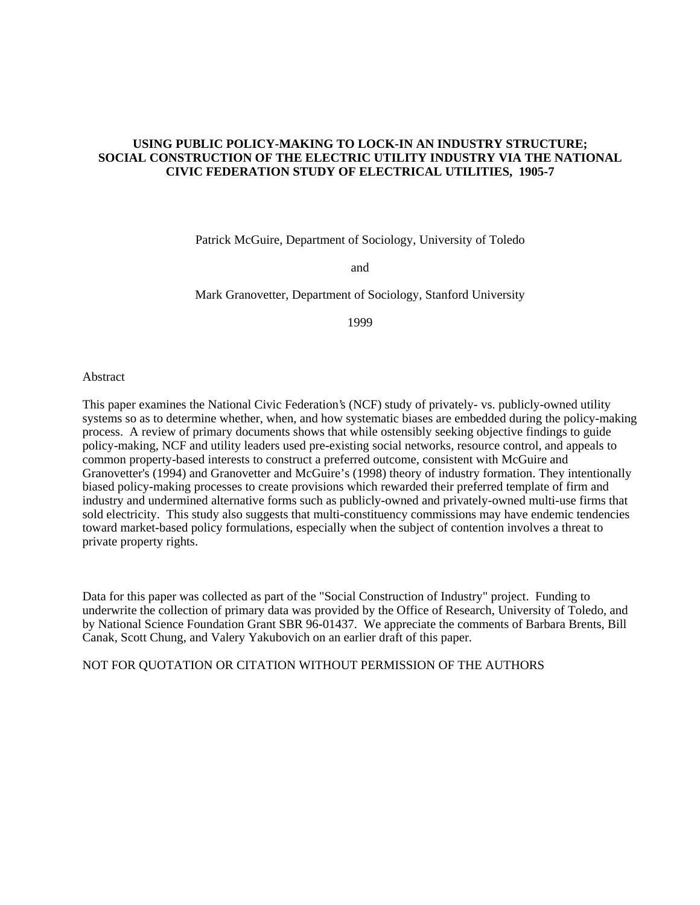# USING PUBLIC POLICY-MAKING TO LOCK-IN AN INDUSTRY STRUCTURE; SOCIAL CONSTRUCTION OF THE ELECTRIC UTILITY INDUSTRY VIA THE NATIONAL CIVIC FEDERATION STUDY OF ELECTRICAL UTILITIES, 1905-7

Patrick McGuire, Department of Sociology, University of Toledo

and

Mark Granovetter, Department of Sociology, Stanford University

1999

Abstract

This paper examines the National Civic Federation's (NCF) study of privately- vs. publicly-owned utility systems so as to determine whether, when, and how systematic biases are embedded during the policy-making process. A review of primary documents shows that while ostensibly seeking objective findings to guide policy-making, NCF and utility leaders used pre-existing social networks, resource control, and appeals to common property-based interests to construct a preferred outcome, consistent with McGuire and Granovetter's (1994) and Granovetter and McGuire's (1998) theory of industry formation. They intentionally biased policy-making processes to create provisions which rewarded their preferred template of firm and industry and undermined alternative forms such as publicly-owned and privately-owned multi-use firms that sold electricity. This study also suggests that multi-constituency commissions may have endemic tendencies toward market-based policy formulations, especially when the subject of contention involves a threat to private property rights.

Data for this paper was collected as part of the "Social Construction of Industry" project. Funding to underwrite the collection of primary data was provided by the Office of Research, University of Toledo, and by National Science Foundation Grant SBR 96-01437. We appreciate the comments of Barbara Brents, Bill Canak, Scott Chung, and Valery Yakubovich on an earlier draft of this paper.

NOT FOR QUOTATION OR CITATION WITHOUT PERMISSION OF THE AUTHORS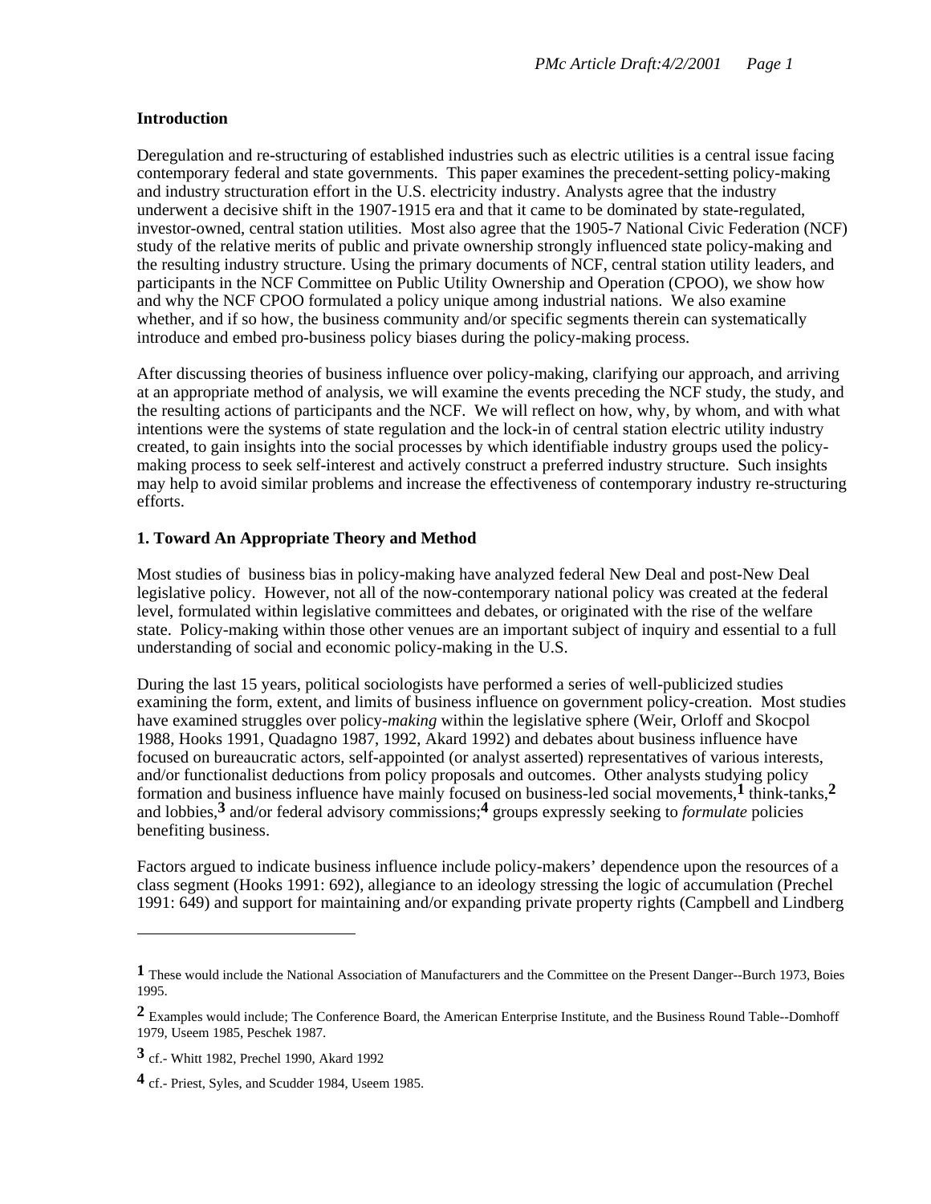## Introduction

Deregulation and re-structuring of established industries such as electric utilities is a central issue facing contemporary federal and state governments. This paper examines the precedent-setting policy-making and industry structuration effort in the U.S. electricity industry. Analysts agree that the industry underwent a decisive shift in the 1907-1915 era and that it came to be dominated by state-regulated, investor-owned, central station utilities. Most also agree that the 1905-7 National Civic Federation (NCF) study of the relative merits of public and private ownership strongly influenced state policy-making and the resulting industry structure. Using the primary documents of NCF, central station utility leaders, and participants in the NCF Committee on Public Utility Ownership and Operation (CPOO), we show how and why the NCF CPOO formulated a policy unique among industrial nations. We also examine whether, and if so how, the business community and/or specific segments therein can systematically introduce and embed pro-business policy biases during the policy-making process.

After discussing theories of business influence over policy-making, clarifying our approach, and arriving at an appropriate method of analysis, we will examine the events preceding the NCF study, the study, and the resulting actions of participants and the NCF. We will reflect on how, why, by whom, and with what intentions were the systems of state regulation and the lock-in of central station electric utility industry created, to gain insights into the social processes by which identifiable industry groups used the policy-making process to seek self-interest and actively construct a preferred industry structure. Such insights may help to avoid similar problems and increase the effectiveness of contemporary industry re-structuring efforts.

## 1. Toward An Appropriate Theory and Method

Most studies of business bias in policy-making have analyzed federal New Deal and post-New Deal legislative policy. However, not all of the now-contemporary national policy was created at the federal level, formulated within legislative committees and debates, or originated with the rise of the welfare state. Policy-making within those other venues are an important subject of inquiry and essential to a full understanding of social and economic policy-making in the U.S.

During the last 15 years, political sociologists have performed a series of well-publicized studies examining the form, extent, and limits of business influence on government policy-creation. Most studies have examined struggles over policy-*making* within the legislative sphere (Weir, Orloff and Skocpol 1988, Hooks 1991, Quadagno 1987, 1992, Akard 1992) and debates about business influence have focused on bureaucratic actors, self-appointed (or analyst asserted) representatives of various interests, and/or functionalist deductions from policy proposals and outcomes. Other analysts studying policy formation and business influence have mainly focused on business-led social movements,[1] think-tanks,[2] and lobbies,[3] and/or federal advisory commissions;[4] groups expressly seeking to *formulate* policies benefiting business.

Factors argued to indicate business influence include policy-makers' dependence upon the resources of a class segment (Hooks 1991: 692), allegiance to an ideology stressing the logic of accumulation (Prechel 1991: 649) and support for maintaining and/or expanding private property rights (Campbell and Lindberg

---

[1] These would include the National Association of Manufacturers and the Committee on the Present Danger--Burch 1973, Boies 1995.

[2] Examples would include; The Conference Board, the American Enterprise Institute, and the Business Round Table--Domhoff 1979, Useem 1985, Peschek 1987.

[3] cf.- Whitt 1982, Prechel 1990, Akard 1992

[4] cf.- Priest, Syles, and Scudder 1984, Useem 1985.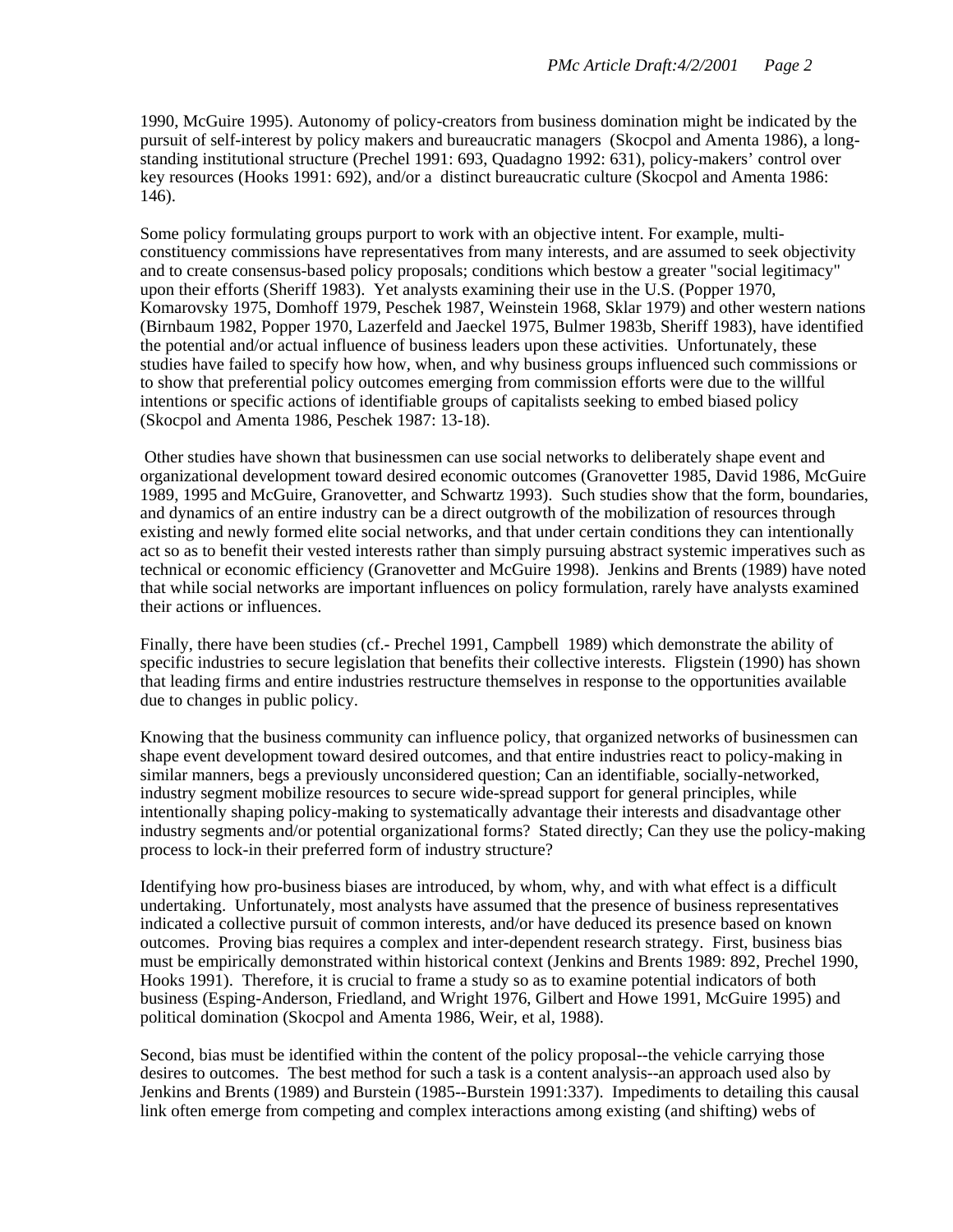1990, McGuire 1995). Autonomy of policy-creators from business domination might be indicated by the pursuit of self-interest by policy makers and bureaucratic managers (Skocpol and Amenta 1986), a long-standing institutional structure (Prechel 1991: 693, Quadagno 1992: 631), policy-makers' control over key resources (Hooks 1991: 692), and/or a distinct bureaucratic culture (Skocpol and Amenta 1986: 146).

Some policy formulating groups purport to work with an objective intent. For example, multi-constituency commissions have representatives from many interests, and are assumed to seek objectivity and to create consensus-based policy proposals; conditions which bestow a greater "social legitimacy" upon their efforts (Sheriff 1983). Yet analysts examining their use in the U.S. (Popper 1970, Komarovsky 1975, Domhoff 1979, Peschek 1987, Weinstein 1968, Sklar 1979) and other western nations (Birnbaum 1982, Popper 1970, Lazerfeld and Jaeckel 1975, Bulmer 1983b, Sheriff 1983), have identified the potential and/or actual influence of business leaders upon these activities. Unfortunately, these studies have failed to specify how how, when, and why business groups influenced such commissions or to show that preferential policy outcomes emerging from commission efforts were due to the willful intentions or specific actions of identifiable groups of capitalists seeking to embed biased policy (Skocpol and Amenta 1986, Peschek 1987: 13-18).

Other studies have shown that businessmen can use social networks to deliberately shape event and organizational development toward desired economic outcomes (Granovetter 1985, David 1986, McGuire 1989, 1995 and McGuire, Granovetter, and Schwartz 1993). Such studies show that the form, boundaries, and dynamics of an entire industry can be a direct outgrowth of the mobilization of resources through existing and newly formed elite social networks, and that under certain conditions they can intentionally act so as to benefit their vested interests rather than simply pursuing abstract systemic imperatives such as technical or economic efficiency (Granovetter and McGuire 1998). Jenkins and Brents (1989) have noted that while social networks are important influences on policy formulation, rarely have analysts examined their actions or influences.

Finally, there have been studies (cf.- Prechel 1991, Campbell 1989) which demonstrate the ability of specific industries to secure legislation that benefits their collective interests. Fligstein (1990) has shown that leading firms and entire industries restructure themselves in response to the opportunities available due to changes in public policy.

Knowing that the business community can influence policy, that organized networks of businessmen can shape event development toward desired outcomes, and that entire industries react to policy-making in similar manners, begs a previously unconsidered question; Can an identifiable, socially-networked, industry segment mobilize resources to secure wide-spread support for general principles, while intentionally shaping policy-making to systematically advantage their interests and disadvantage other industry segments and/or potential organizational forms? Stated directly; Can they use the policy-making process to lock-in their preferred form of industry structure?

Identifying how pro-business biases are introduced, by whom, why, and with what effect is a difficult undertaking. Unfortunately, most analysts have assumed that the presence of business representatives indicated a collective pursuit of common interests, and/or have deduced its presence based on known outcomes. Proving bias requires a complex and inter-dependent research strategy. First, business bias must be empirically demonstrated within historical context (Jenkins and Brents 1989: 892, Prechel 1990, Hooks 1991). Therefore, it is crucial to frame a study so as to examine potential indicators of both business (Esping-Anderson, Friedland, and Wright 1976, Gilbert and Howe 1991, McGuire 1995) and political domination (Skocpol and Amenta 1986, Weir, et al, 1988).

Second, bias must be identified within the content of the policy proposal--the vehicle carrying those desires to outcomes. The best method for such a task is a content analysis--an approach used also by Jenkins and Brents (1989) and Burstein (1985--Burstein 1991:337). Impediments to detailing this causal link often emerge from competing and complex interactions among existing (and shifting) webs of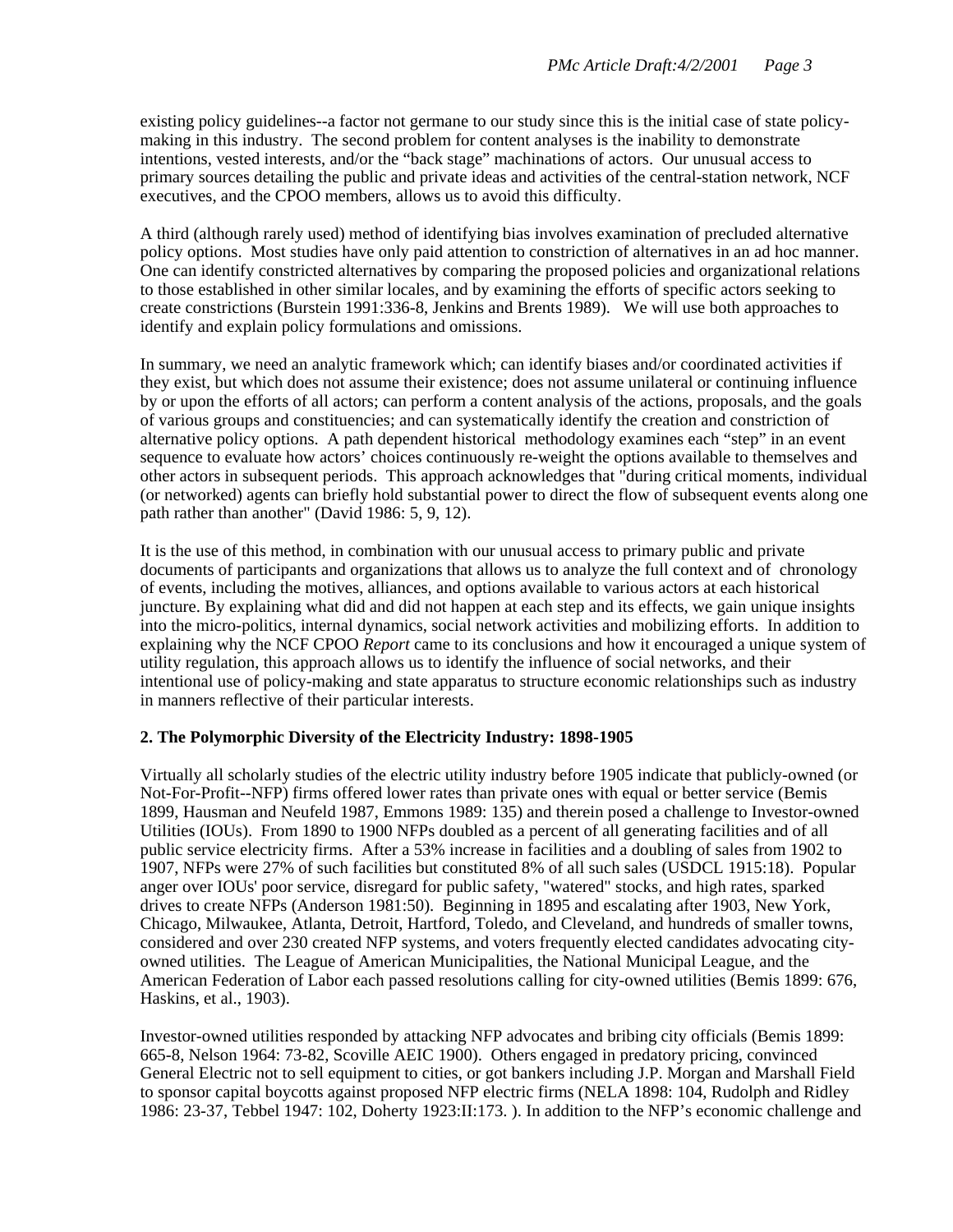existing policy guidelines--a factor not germane to our study since this is the initial case of state policy-making in this industry. The second problem for content analyses is the inability to demonstrate intentions, vested interests, and/or the "back stage" machinations of actors. Our unusual access to primary sources detailing the public and private ideas and activities of the central-station network, NCF executives, and the CPOO members, allows us to avoid this difficulty.

A third (although rarely used) method of identifying bias involves examination of precluded alternative policy options. Most studies have only paid attention to constriction of alternatives in an ad hoc manner. One can identify constricted alternatives by comparing the proposed policies and organizational relations to those established in other similar locales, and by examining the efforts of specific actors seeking to create constrictions (Burstein 1991:336-8, Jenkins and Brents 1989). We will use both approaches to identify and explain policy formulations and omissions.

In summary, we need an analytic framework which; can identify biases and/or coordinated activities if they exist, but which does not assume their existence; does not assume unilateral or continuing influence by or upon the efforts of all actors; can perform a content analysis of the actions, proposals, and the goals of various groups and constituencies; and can systematically identify the creation and constriction of alternative policy options. A path dependent historical methodology examines each "step" in an event sequence to evaluate how actors' choices continuously re-weight the options available to themselves and other actors in subsequent periods. This approach acknowledges that "during critical moments, individual (or networked) agents can briefly hold substantial power to direct the flow of subsequent events along one path rather than another" (David 1986: 5, 9, 12).

It is the use of this method, in combination with our unusual access to primary public and private documents of participants and organizations that allows us to analyze the full context and of chronology of events, including the motives, alliances, and options available to various actors at each historical juncture. By explaining what did and did not happen at each step and its effects, we gain unique insights into the micro-politics, internal dynamics, social network activities and mobilizing efforts. In addition to explaining why the NCF CPOO *Report* came to its conclusions and how it encouraged a unique system of utility regulation, this approach allows us to identify the influence of social networks, and their intentional use of policy-making and state apparatus to structure economic relationships such as industry in manners reflective of their particular interests.

## 2. The Polymorphic Diversity of the Electricity Industry: 1898-1905

Virtually all scholarly studies of the electric utility industry before 1905 indicate that publicly-owned (or Not-For-Profit--NFP) firms offered lower rates than private ones with equal or better service (Bemis 1899, Hausman and Neufeld 1987, Emmons 1989: 135) and therein posed a challenge to Investor-owned Utilities (IOUs). From 1890 to 1900 NFPs doubled as a percent of all generating facilities and of all public service electricity firms. After a 53% increase in facilities and a doubling of sales from 1902 to 1907, NFPs were 27% of such facilities but constituted 8% of all such sales (USDCL 1915:18). Popular anger over IOUs' poor service, disregard for public safety, "watered" stocks, and high rates, sparked drives to create NFPs (Anderson 1981:50). Beginning in 1895 and escalating after 1903, New York, Chicago, Milwaukee, Atlanta, Detroit, Hartford, Toledo, and Cleveland, and hundreds of smaller towns, considered and over 230 created NFP systems, and voters frequently elected candidates advocating city-owned utilities. The League of American Municipalities, the National Municipal League, and the American Federation of Labor each passed resolutions calling for city-owned utilities (Bemis 1899: 676, Haskins, et al., 1903).

Investor-owned utilities responded by attacking NFP advocates and bribing city officials (Bemis 1899: 665-8, Nelson 1964: 73-82, Scoville AEIC 1900). Others engaged in predatory pricing, convinced General Electric not to sell equipment to cities, or got bankers including J.P. Morgan and Marshall Field to sponsor capital boycotts against proposed NFP electric firms (NELA 1898: 104, Rudolph and Ridley 1986: 23-37, Tebbel 1947: 102, Doherty 1923:II:173. ). In addition to the NFP's economic challenge and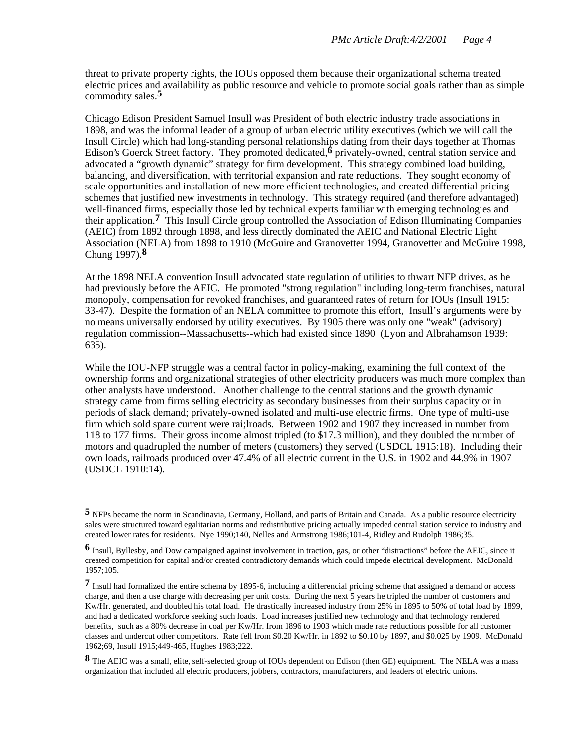threat to private property rights, the IOUs opposed them because their organizational schema treated electric prices and availability as public resource and vehicle to promote social goals rather than as simple commodity sales.[5]

Chicago Edison President Samuel Insull was President of both electric industry trade associations in 1898, and was the informal leader of a group of urban electric utility executives (which we will call the Insull Circle) which had long-standing personal relationships dating from their days together at Thomas Edison's Goerck Street factory. They promoted dedicated,[6] privately-owned, central station service and advocated a "growth dynamic" strategy for firm development. This strategy combined load building, balancing, and diversification, with territorial expansion and rate reductions. They sought economy of scale opportunities and installation of new more efficient technologies, and created differential pricing schemes that justified new investments in technology. This strategy required (and therefore advantaged) well-financed firms, especially those led by technical experts familiar with emerging technologies and their application.[7] This Insull Circle group controlled the Association of Edison Illuminating Companies (AEIC) from 1892 through 1898, and less directly dominated the AEIC and National Electric Light Association (NELA) from 1898 to 1910 (McGuire and Granovetter 1994, Granovetter and McGuire 1998, Chung 1997).[8]

At the 1898 NELA convention Insull advocated state regulation of utilities to thwart NFP drives, as he had previously before the AEIC. He promoted "strong regulation" including long-term franchises, natural monopoly, compensation for revoked franchises, and guaranteed rates of return for IOUs (Insull 1915: 33-47). Despite the formation of an NELA committee to promote this effort, Insull's arguments were by no means universally endorsed by utility executives. By 1905 there was only one "weak" (advisory) regulation commission--Massachusetts--which had existed since 1890 (Lyon and Albrahamson 1939: 635).

While the IOU-NFP struggle was a central factor in policy-making, examining the full context of the ownership forms and organizational strategies of other electricity producers was much more complex than other analysts have understood. Another challenge to the central stations and the growth dynamic strategy came from firms selling electricity as secondary businesses from their surplus capacity or in periods of slack demand; privately-owned isolated and multi-use electric firms. One type of multi-use firm which sold spare current were rai;lroads. Between 1902 and 1907 they increased in number from 118 to 177 firms. Their gross income almost tripled (to $17.3 million), and they doubled the number of motors and quadrupled the number of meters (customers) they served (USDCL 1915:18). Including their own loads, railroads produced over 47.4% of all electric current in the U.S. in 1902 and 44.9% in 1907 (USDCL 1910:14).

---

[5] NFPs became the norm in Scandinavia, Germany, Holland, and parts of Britain and Canada. As a public resource electricity sales were structured toward egalitarian norms and redistributive pricing actually impeded central station service to industry and created lower rates for residents. Nye 1990;140, Nelles and Armstrong 1986;101-4, Ridley and Rudolph 1986;35.

[6] Insull, Byllesby, and Dow campaigned against involvement in traction, gas, or other "distractions" before the AEIC, since it created competition for capital and/or created contradictory demands which could impede electrical development. McDonald 1957;105.

[7] Insull had formalized the entire schema by 1895-6, including a differencial pricing scheme that assigned a demand or access charge, and then a use charge with decreasing per unit costs. During the next 5 years he tripled the number of customers and Kw/Hr. generated, and doubled his total load. He drastically increased industry from 25% in 1895 to 50% of total load by 1899, and had a dedicated workforce seeking such loads. Load increases justified new technology and that technology rendered benefits, such as a 80% decrease in coal per Kw/Hr. from 1896 to 1903 which made rate reductions possible for all customer classes and undercut other competitors. Rate fell from $0.20 Kw/Hr. in 1892 to $0.10 by 1897, and $0.025 by 1909. McDonald 1962;69, Insull 1915;449-465, Hughes 1983;222.

[8] The AEIC was a small, elite, self-selected group of IOUs dependent on Edison (then GE) equipment. The NELA was a mass organization that included all electric producers, jobbers, contractors, manufacturers, and leaders of electric unions.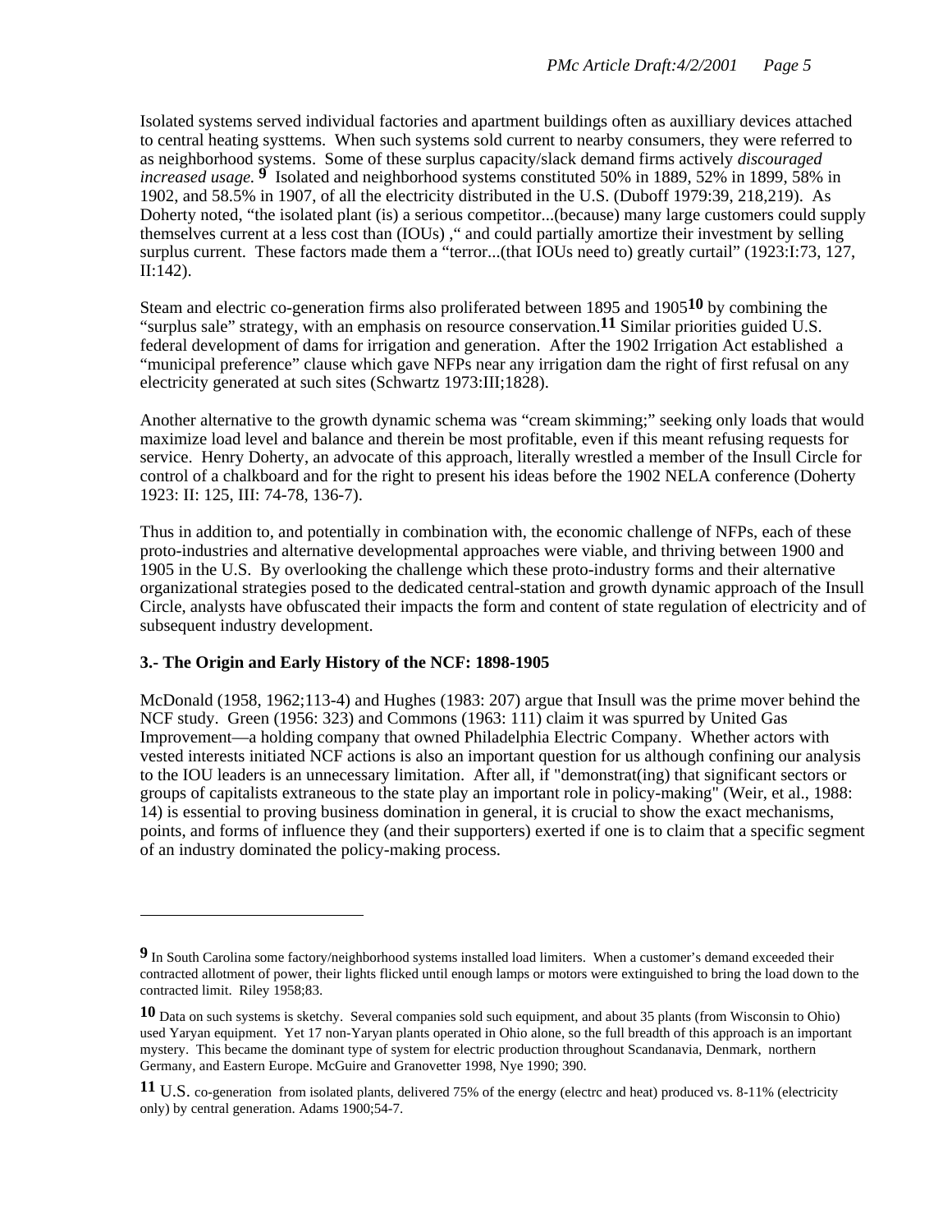Isolated systems served individual factories and apartment buildings often as auxilliary devices attached to central heating systtems. When such systems sold current to nearby consumers, they were referred to as neighborhood systems. Some of these surplus capacity/slack demand firms actively *discouraged increased usage.* [9] Isolated and neighborhood systems constituted 50% in 1889, 52% in 1899, 58% in 1902, and 58.5% in 1907, of all the electricity distributed in the U.S. (Duboff 1979:39, 218,219). As Doherty noted, "the isolated plant (is) a serious competitor...(because) many large customers could supply themselves current at a less cost than (IOUs) ," and could partially amortize their investment by selling surplus current. These factors made them a "terror...(that IOUs need to) greatly curtail" (1923:I:73, 127, II:142).

Steam and electric co-generation firms also proliferated between 1895 and 1905[10] by combining the "surplus sale" strategy, with an emphasis on resource conservation.[11] Similar priorities guided U.S. federal development of dams for irrigation and generation. After the 1902 Irrigation Act established a "municipal preference" clause which gave NFPs near any irrigation dam the right of first refusal on any electricity generated at such sites (Schwartz 1973:III;1828).

Another alternative to the growth dynamic schema was "cream skimming;" seeking only loads that would maximize load level and balance and therein be most profitable, even if this meant refusing requests for service. Henry Doherty, an advocate of this approach, literally wrestled a member of the Insull Circle for control of a chalkboard and for the right to present his ideas before the 1902 NELA conference (Doherty 1923: II: 125, III: 74-78, 136-7).

Thus in addition to, and potentially in combination with, the economic challenge of NFPs, each of these proto-industries and alternative developmental approaches were viable, and thriving between 1900 and 1905 in the U.S. By overlooking the challenge which these proto-industry forms and their alternative organizational strategies posed to the dedicated central-station and growth dynamic approach of the Insull Circle, analysts have obfuscated their impacts the form and content of state regulation of electricity and of subsequent industry development.

### 3.- The Origin and Early History of the NCF: 1898-1905

McDonald (1958, 1962;113-4) and Hughes (1983: 207) argue that Insull was the prime mover behind the NCF study. Green (1956: 323) and Commons (1963: 111) claim it was spurred by United Gas Improvement—a holding company that owned Philadelphia Electric Company. Whether actors with vested interests initiated NCF actions is also an important question for us although confining our analysis to the IOU leaders is an unnecessary limitation. After all, if "demonstrat(ing) that significant sectors or groups of capitalists extraneous to the state play an important role in policy-making" (Weir, et al., 1988: 14) is essential to proving business domination in general, it is crucial to show the exact mechanisms, points, and forms of influence they (and their supporters) exerted if one is to claim that a specific segment of an industry dominated the policy-making process.

---

[9] In South Carolina some factory/neighborhood systems installed load limiters. When a customer's demand exceeded their contracted allotment of power, their lights flicked until enough lamps or motors were extinguished to bring the load down to the contracted limit. Riley 1958;83.

[10] Data on such systems is sketchy. Several companies sold such equipment, and about 35 plants (from Wisconsin to Ohio) used Yaryan equipment. Yet 17 non-Yaryan plants operated in Ohio alone, so the full breadth of this approach is an important mystery. This became the dominant type of system for electric production throughout Scandanavia, Denmark, northern Germany, and Eastern Europe. McGuire and Granovetter 1998, Nye 1990; 390.

[11] U.S. co-generation from isolated plants, delivered 75% of the energy (electrc and heat) produced vs. 8-11% (electricity only) by central generation. Adams 1900;54-7.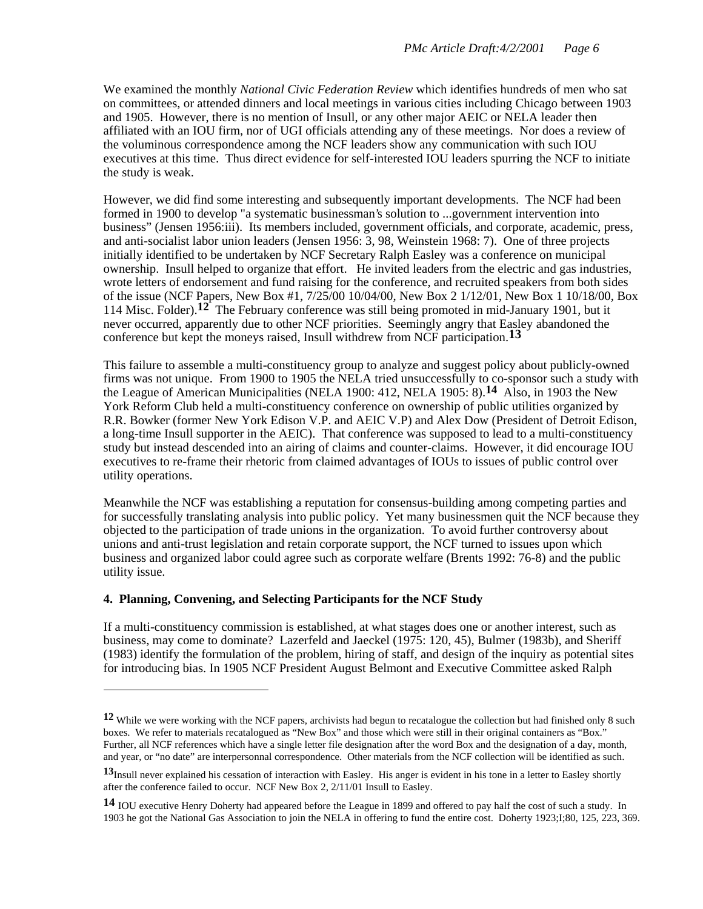We examined the monthly *National Civic Federation Review* which identifies hundreds of men who sat on committees, or attended dinners and local meetings in various cities including Chicago between 1903 and 1905. However, there is no mention of Insull, or any other major AEIC or NELA leader then affiliated with an IOU firm, nor of UGI officials attending any of these meetings. Nor does a review of the voluminous correspondence among the NCF leaders show any communication with such IOU executives at this time. Thus direct evidence for self-interested IOU leaders spurring the NCF to initiate the study is weak.

However, we did find some interesting and subsequently important developments. The NCF had been formed in 1900 to develop "a systematic businessman's solution to ...government intervention into business" (Jensen 1956:iii). Its members included, government officials, and corporate, academic, press, and anti-socialist labor union leaders (Jensen 1956: 3, 98, Weinstein 1968: 7). One of three projects initially identified to be undertaken by NCF Secretary Ralph Easley was a conference on municipal ownership. Insull helped to organize that effort. He invited leaders from the electric and gas industries, wrote letters of endorsement and fund raising for the conference, and recruited speakers from both sides of the issue (NCF Papers, New Box #1, 7/25/00 10/04/00, New Box 2 1/12/01, New Box 1 10/18/00, Box 114 Misc. Folder).[12] The February conference was still being promoted in mid-January 1901, but it never occurred, apparently due to other NCF priorities. Seemingly angry that Easley abandoned the conference but kept the moneys raised, Insull withdrew from NCF participation.[13]

This failure to assemble a multi-constituency group to analyze and suggest policy about publicly-owned firms was not unique. From 1900 to 1905 the NELA tried unsuccessfully to co-sponsor such a study with the League of American Municipalities (NELA 1900: 412, NELA 1905: 8).[14] Also, in 1903 the New York Reform Club held a multi-constituency conference on ownership of public utilities organized by R.R. Bowker (former New York Edison V.P. and AEIC V.P) and Alex Dow (President of Detroit Edison, a long-time Insull supporter in the AEIC). That conference was supposed to lead to a multi-constituency study but instead descended into an airing of claims and counter-claims. However, it did encourage IOU executives to re-frame their rhetoric from claimed advantages of IOUs to issues of public control over utility operations.

Meanwhile the NCF was establishing a reputation for consensus-building among competing parties and for successfully translating analysis into public policy. Yet many businessmen quit the NCF because they objected to the participation of trade unions in the organization. To avoid further controversy about unions and anti-trust legislation and retain corporate support, the NCF turned to issues upon which business and organized labor could agree such as corporate welfare (Brents 1992: 76-8) and the public utility issue.

**4. Planning, Convening, and Selecting Participants for the NCF Study**

If a multi-constituency commission is established, at what stages does one or another interest, such as business, may come to dominate? Lazerfeld and Jaeckel (1975: 120, 45), Bulmer (1983b), and Sheriff (1983) identify the formulation of the problem, hiring of staff, and design of the inquiry as potential sites for introducing bias. In 1905 NCF President August Belmont and Executive Committee asked Ralph

---

[12] While we were working with the NCF papers, archivists had begun to recatalogue the collection but had finished only 8 such boxes. We refer to materials recatalogued as "New Box" and those which were still in their original containers as "Box." Further, all NCF references which have a single letter file designation after the word Box and the designation of a day, month, and year, or "no date" are interpersonnal correspondence. Other materials from the NCF collection will be identified as such.

[13] Insull never explained his cessation of interaction with Easley. His anger is evident in his tone in a letter to Easley shortly after the conference failed to occur. NCF New Box 2, 2/11/01 Insull to Easley.

[14] IOU executive Henry Doherty had appeared before the League in 1899 and offered to pay half the cost of such a study. In 1903 he got the National Gas Association to join the NELA in offering to fund the entire cost. Doherty 1923;I;80, 125, 223, 369.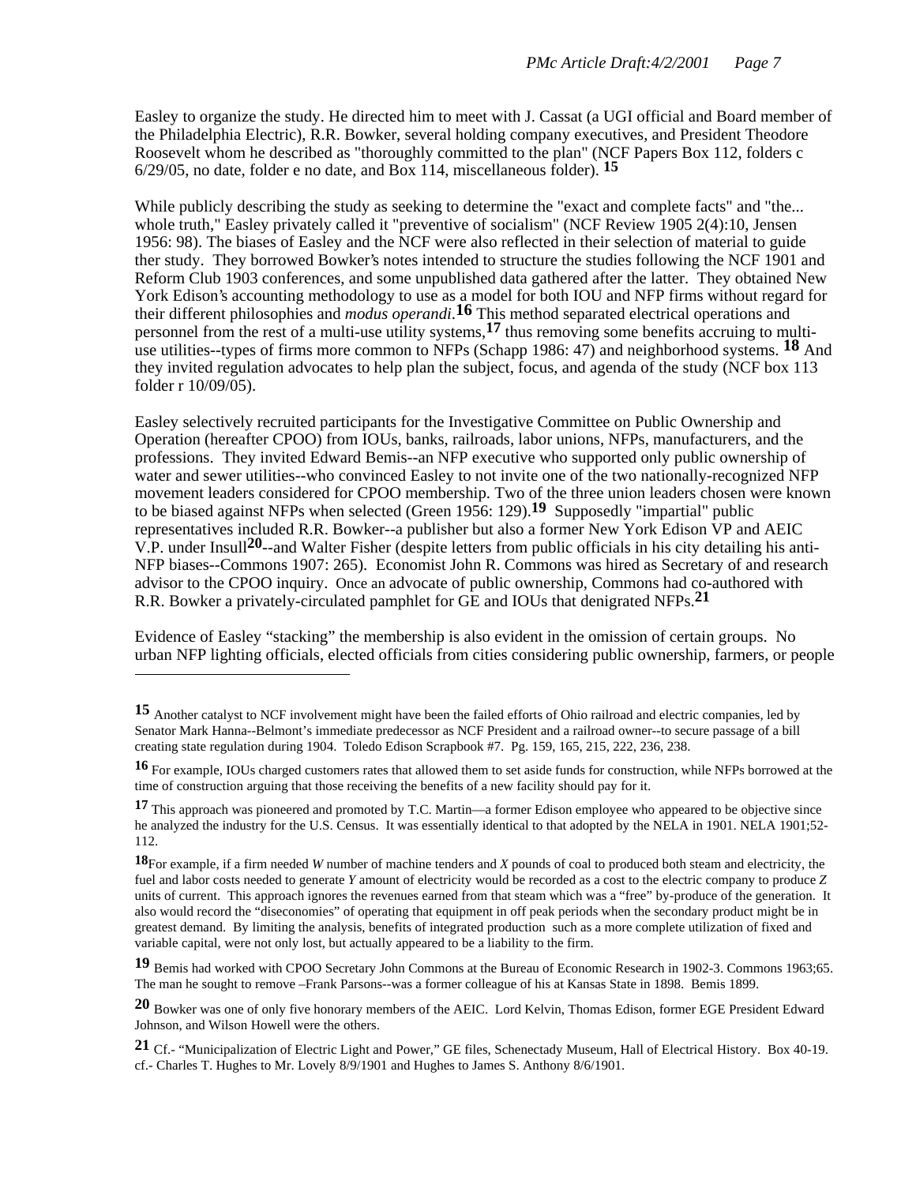Easley to organize the study. He directed him to meet with J. Cassat (a UGI official and Board member of the Philadelphia Electric), R.R. Bowker, several holding company executives, and President Theodore Roosevelt whom he described as "thoroughly committed to the plan" (NCF Papers Box 112, folders c 6/29/05, no date, folder e no date, and Box 114, miscellaneous folder). [15]

While publicly describing the study as seeking to determine the "exact and complete facts" and "the... whole truth," Easley privately called it "preventive of socialism" (NCF Review 1905 2(4):10, Jensen 1956: 98). The biases of Easley and the NCF were also reflected in their selection of material to guide ther study. They borrowed Bowker's notes intended to structure the studies following the NCF 1901 and Reform Club 1903 conferences, and some unpublished data gathered after the latter. They obtained New York Edison's accounting methodology to use as a model for both IOU and NFP firms without regard for their different philosophies and *modus operandi*.[16] This method separated electrical operations and personnel from the rest of a multi-use utility systems,[17] thus removing some benefits accruing to multi-use utilities--types of firms more common to NFPs (Schapp 1986: 47) and neighborhood systems. [18] And they invited regulation advocates to help plan the subject, focus, and agenda of the study (NCF box 113 folder r 10/09/05).

Easley selectively recruited participants for the Investigative Committee on Public Ownership and Operation (hereafter CPOO) from IOUs, banks, railroads, labor unions, NFPs, manufacturers, and the professions. They invited Edward Bemis--an NFP executive who supported only public ownership of water and sewer utilities--who convinced Easley to not invite one of the two nationally-recognized NFP movement leaders considered for CPOO membership. Two of the three union leaders chosen were known to be biased against NFPs when selected (Green 1956: 129).[19] Supposedly "impartial" public representatives included R.R. Bowker--a publisher but also a former New York Edison VP and AEIC V.P. under Insull[20]--and Walter Fisher (despite letters from public officials in his city detailing his anti-NFP biases--Commons 1907: 265). Economist John R. Commons was hired as Secretary of and research advisor to the CPOO inquiry. Once an advocate of public ownership, Commons had co-authored with R.R. Bowker a privately-circulated pamphlet for GE and IOUs that denigrated NFPs.[21]

Evidence of Easley "stacking" the membership is also evident in the omission of certain groups. No urban NFP lighting officials, elected officials from cities considering public ownership, farmers, or people

---

[15] Another catalyst to NCF involvement might have been the failed efforts of Ohio railroad and electric companies, led by Senator Mark Hanna--Belmont's immediate predecessor as NCF President and a railroad owner--to secure passage of a bill creating state regulation during 1904. Toledo Edison Scrapbook #7. Pg. 159, 165, 215, 222, 236, 238.

[16] For example, IOUs charged customers rates that allowed them to set aside funds for construction, while NFPs borrowed at the time of construction arguing that those receiving the benefits of a new facility should pay for it.

[17] This approach was pioneered and promoted by T.C. Martin—a former Edison employee who appeared to be objective since he analyzed the industry for the U.S. Census. It was essentially identical to that adopted by the NELA in 1901. NELA 1901;52-112.

[18] For example, if a firm needed *W* number of machine tenders and *X* pounds of coal to produced both steam and electricity, the fuel and labor costs needed to generate *Y* amount of electricity would be recorded as a cost to the electric company to produce *Z* units of current. This approach ignores the revenues earned from that steam which was a "free" by-produce of the generation. It also would record the "diseconomies" of operating that equipment in off peak periods when the secondary product might be in greatest demand. By limiting the analysis, benefits of integrated production such as a more complete utilization of fixed and variable capital, were not only lost, but actually appeared to be a liability to the firm.

[19] Bemis had worked with CPOO Secretary John Commons at the Bureau of Economic Research in 1902-3. Commons 1963;65. The man he sought to remove –Frank Parsons--was a former colleague of his at Kansas State in 1898. Bemis 1899.

[20] Bowker was one of only five honorary members of the AEIC. Lord Kelvin, Thomas Edison, former EGE President Edward Johnson, and Wilson Howell were the others.

[21] Cf.- "Municipalization of Electric Light and Power," GE files, Schenectady Museum, Hall of Electrical History. Box 40-19. cf.- Charles T. Hughes to Mr. Lovely 8/9/1901 and Hughes to James S. Anthony 8/6/1901.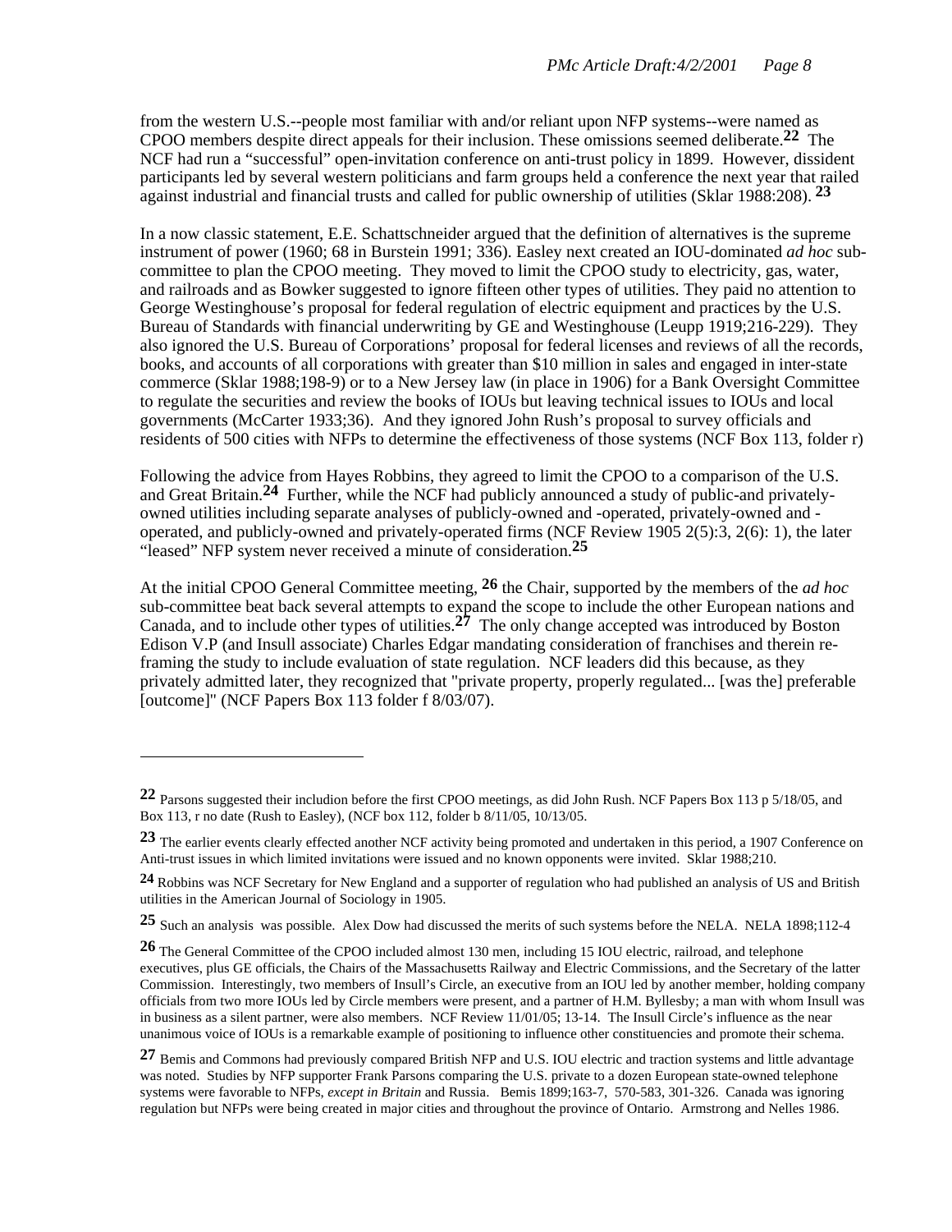from the western U.S.--people most familiar with and/or reliant upon NFP systems--were named as CPOO members despite direct appeals for their inclusion. These omissions seemed deliberate.[22] The NCF had run a "successful" open-invitation conference on anti-trust policy in 1899. However, dissident participants led by several western politicians and farm groups held a conference the next year that railed against industrial and financial trusts and called for public ownership of utilities (Sklar 1988:208). [23]

In a now classic statement, E.E. Schattschneider argued that the definition of alternatives is the supreme instrument of power (1960; 68 in Burstein 1991; 336). Easley next created an IOU-dominated *ad hoc* sub-committee to plan the CPOO meeting. They moved to limit the CPOO study to electricity, gas, water, and railroads and as Bowker suggested to ignore fifteen other types of utilities. They paid no attention to George Westinghouse's proposal for federal regulation of electric equipment and practices by the U.S. Bureau of Standards with financial underwriting by GE and Westinghouse (Leupp 1919;216-229). They also ignored the U.S. Bureau of Corporations' proposal for federal licenses and reviews of all the records, books, and accounts of all corporations with greater than $10 million in sales and engaged in inter-state commerce (Sklar 1988;198-9) or to a New Jersey law (in place in 1906) for a Bank Oversight Committee to regulate the securities and review the books of IOUs but leaving technical issues to IOUs and local governments (McCarter 1933;36). And they ignored John Rush's proposal to survey officials and residents of 500 cities with NFPs to determine the effectiveness of those systems (NCF Box 113, folder r)

Following the advice from Hayes Robbins, they agreed to limit the CPOO to a comparison of the U.S. and Great Britain.[24] Further, while the NCF had publicly announced a study of public-and privately-owned utilities including separate analyses of publicly-owned and -operated, privately-owned and -operated, and publicly-owned and privately-operated firms (NCF Review 1905 2(5):3, 2(6): 1), the later "leased" NFP system never received a minute of consideration.[25]

At the initial CPOO General Committee meeting, [26] the Chair, supported by the members of the *ad hoc* sub-committee beat back several attempts to expand the scope to include the other European nations and Canada, and to include other types of utilities.[27] The only change accepted was introduced by Boston Edison V.P (and Insull associate) Charles Edgar mandating consideration of franchises and therein re-framing the study to include evaluation of state regulation. NCF leaders did this because, as they privately admitted later, they recognized that "private property, properly regulated... [was the] preferable [outcome]" (NCF Papers Box 113 folder f 8/03/07).

---

[22] Parsons suggested their includion before the first CPOO meetings, as did John Rush. NCF Papers Box 113 p 5/18/05, and Box 113, r no date (Rush to Easley), (NCF box 112, folder b 8/11/05, 10/13/05.

[23] The earlier events clearly effected another NCF activity being promoted and undertaken in this period, a 1907 Conference on Anti-trust issues in which limited invitations were issued and no known opponents were invited. Sklar 1988;210.

[24] Robbins was NCF Secretary for New England and a supporter of regulation who had published an analysis of US and British utilities in the American Journal of Sociology in 1905.

[25] Such an analysis was possible. Alex Dow had discussed the merits of such systems before the NELA. NELA 1898;112-4

[26] The General Committee of the CPOO included almost 130 men, including 15 IOU electric, railroad, and telephone executives, plus GE officials, the Chairs of the Massachusetts Railway and Electric Commissions, and the Secretary of the latter Commission. Interestingly, two members of Insull's Circle, an executive from an IOU led by another member, holding company officials from two more IOUs led by Circle members were present, and a partner of H.M. Byllesby; a man with whom Insull was in business as a silent partner, were also members. NCF Review 11/01/05; 13-14. The Insull Circle's influence as the near unanimous voice of IOUs is a remarkable example of positioning to influence other constituencies and promote their schema.

[27] Bemis and Commons had previously compared British NFP and U.S. IOU electric and traction systems and little advantage was noted. Studies by NFP supporter Frank Parsons comparing the U.S. private to a dozen European state-owned telephone systems were favorable to NFPs, *except in Britain* and Russia. Bemis 1899;163-7, 570-583, 301-326. Canada was ignoring regulation but NFPs were being created in major cities and throughout the province of Ontario. Armstrong and Nelles 1986.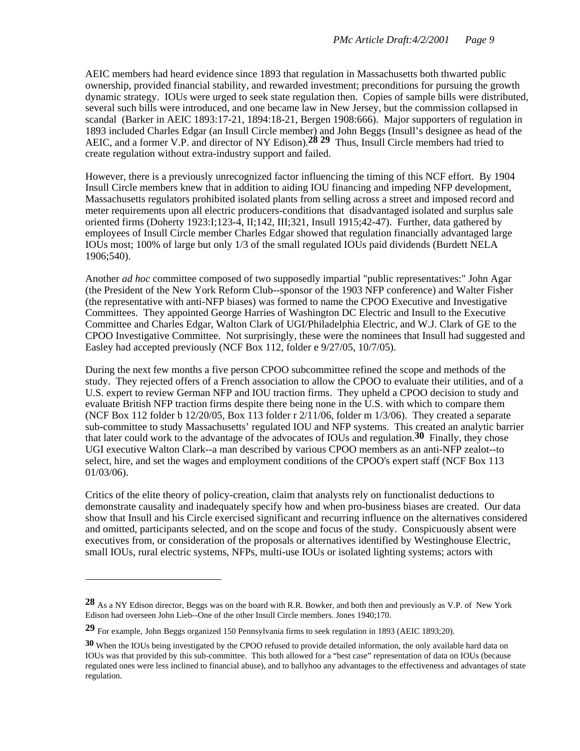AEIC members had heard evidence since 1893 that regulation in Massachusetts both thwarted public ownership, provided financial stability, and rewarded investment; preconditions for pursuing the growth dynamic strategy. IOUs were urged to seek state regulation then. Copies of sample bills were distributed, several such bills were introduced, and one became law in New Jersey, but the commission collapsed in scandal (Barker in AEIC 1893:17-21, 1894:18-21, Bergen 1908:666). Major supporters of regulation in 1893 included Charles Edgar (an Insull Circle member) and John Beggs (Insull's designee as head of the AEIC, and a former V.P. and director of NY Edison).**[28] [29]** Thus, Insull Circle members had tried to create regulation without extra-industry support and failed.

However, there is a previously unrecognized factor influencing the timing of this NCF effort. By 1904 Insull Circle members knew that in addition to aiding IOU financing and impeding NFP development, Massachusetts regulators prohibited isolated plants from selling across a street and imposed record and meter requirements upon all electric producers-conditions that disadvantaged isolated and surplus sale oriented firms (Doherty 1923:I;123-4, II;142, III;321, Insull 1915;42-47). Further, data gathered by employees of Insull Circle member Charles Edgar showed that regulation financially advantaged large IOUs most; 100% of large but only 1/3 of the small regulated IOUs paid dividends (Burdett NELA 1906;540).

Another *ad hoc* committee composed of two supposedly impartial "public representatives:" John Agar (the President of the New York Reform Club--sponsor of the 1903 NFP conference) and Walter Fisher (the representative with anti-NFP biases) was formed to name the CPOO Executive and Investigative Committees. They appointed George Harries of Washington DC Electric and Insull to the Executive Committee and Charles Edgar, Walton Clark of UGI/Philadelphia Electric, and W.J. Clark of GE to the CPOO Investigative Committee. Not surprisingly, these were the nominees that Insull had suggested and Easley had accepted previously (NCF Box 112, folder e 9/27/05, 10/7/05).

During the next few months a five person CPOO subcommittee refined the scope and methods of the study. They rejected offers of a French association to allow the CPOO to evaluate their utilities, and of a U.S. expert to review German NFP and IOU traction firms. They upheld a CPOO decision to study and evaluate British NFP traction firms despite there being none in the U.S. with which to compare them (NCF Box 112 folder b 12/20/05, Box 113 folder r 2/11/06, folder m 1/3/06). They created a separate sub-committee to study Massachusetts' regulated IOU and NFP systems. This created an analytic barrier that later could work to the advantage of the advocates of IOUs and regulation.**[30]** Finally, they chose UGI executive Walton Clark--a man described by various CPOO members as an anti-NFP zealot--to select, hire, and set the wages and employment conditions of the CPOO's expert staff (NCF Box 113 01/03/06).

Critics of the elite theory of policy-creation, claim that analysts rely on functionalist deductions to demonstrate causality and inadequately specify how and when pro-business biases are created. Our data show that Insull and his Circle exercised significant and recurring influence on the alternatives considered and omitted, participants selected, and on the scope and focus of the study. Conspicuously absent were executives from, or consideration of the proposals or alternatives identified by Westinghouse Electric, small IOUs, rural electric systems, NFPs, multi-use IOUs or isolated lighting systems; actors with

---

**28** As a NY Edison director, Beggs was on the board with R.R. Bowker, and both then and previously as V.P. of New York Edison had overseen John Lieb--One of the other Insull Circle members. Jones 1940;170.

**29** For example, John Beggs organized 150 Pennsylvania firms to seek regulation in 1893 (AEIC 1893;20).

**30** When the IOUs being investigated by the CPOO refused to provide detailed information, the only available hard data on IOUs was that provided by this sub-committee. This both allowed for a "best case" representation of data on IOUs (because regulated ones were less inclined to financial abuse), and to ballyhoo any advantages to the effectiveness and advantages of state regulation.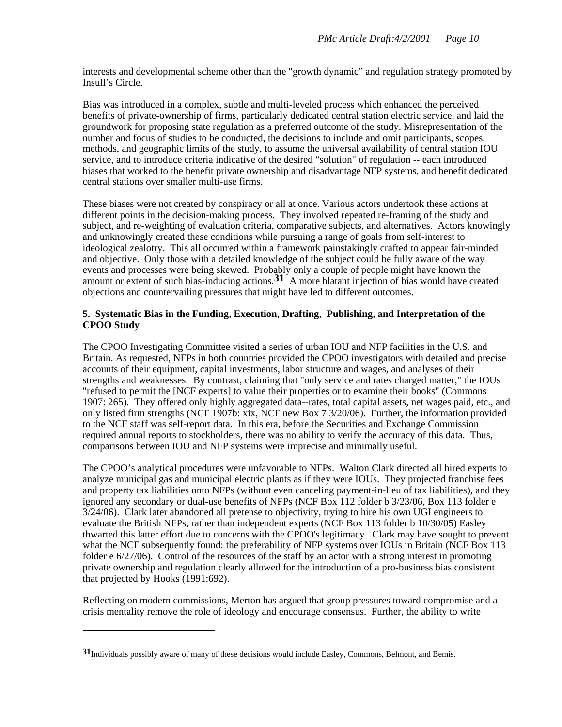interests and developmental scheme other than the "growth dynamic" and regulation strategy promoted by Insull's Circle.

Bias was introduced in a complex, subtle and multi-leveled process which enhanced the perceived benefits of private-ownership of firms, particularly dedicated central station electric service, and laid the groundwork for proposing state regulation as a preferred outcome of the study. Misrepresentation of the number and focus of studies to be conducted, the decisions to include and omit participants, scopes, methods, and geographic limits of the study, to assume the universal availability of central station IOU service, and to introduce criteria indicative of the desired "solution" of regulation -- each introduced biases that worked to the benefit private ownership and disadvantage NFP systems, and benefit dedicated central stations over smaller multi-use firms.

These biases were not created by conspiracy or all at once. Various actors undertook these actions at different points in the decision-making process. They involved repeated re-framing of the study and subject, and re-weighting of evaluation criteria, comparative subjects, and alternatives. Actors knowingly and unknowingly created these conditions while pursuing a range of goals from self-interest to ideological zealotry. This all occurred within a framework painstakingly crafted to appear fair-minded and objective. Only those with a detailed knowledge of the subject could be fully aware of the way events and processes were being skewed. Probably only a couple of people might have known the amount or extent of such bias-inducing actions.[31] A more blatant injection of bias would have created objections and countervailing pressures that might have led to different outcomes.

**5. Systematic Bias in the Funding, Execution, Drafting, Publishing, and Interpretation of the CPOO Study**

The CPOO Investigating Committee visited a series of urban IOU and NFP facilities in the U.S. and Britain. As requested, NFPs in both countries provided the CPOO investigators with detailed and precise accounts of their equipment, capital investments, labor structure and wages, and analyses of their strengths and weaknesses. By contrast, claiming that "only service and rates charged matter," the IOUs "refused to permit the [NCF experts] to value their properties or to examine their books" (Commons 1907: 265). They offered only highly aggregated data--rates, total capital assets, net wages paid, etc., and only listed firm strengths (NCF 1907b: xix, NCF new Box 7 3/20/06). Further, the information provided to the NCF staff was self-report data. In this era, before the Securities and Exchange Commission required annual reports to stockholders, there was no ability to verify the accuracy of this data. Thus, comparisons between IOU and NFP systems were imprecise and minimally useful.

The CPOO's analytical procedures were unfavorable to NFPs. Walton Clark directed all hired experts to analyze municipal gas and municipal electric plants as if they were IOUs. They projected franchise fees and property tax liabilities onto NFPs (without even canceling payment-in-lieu of tax liabilities), and they ignored any secondary or dual-use benefits of NFPs (NCF Box 112 folder b 3/23/06, Box 113 folder e 3/24/06). Clark later abandoned all pretense to objectivity, trying to hire his own UGI engineers to evaluate the British NFPs, rather than independent experts (NCF Box 113 folder b 10/30/05) Easley thwarted this latter effort due to concerns with the CPOO's legitimacy. Clark may have sought to prevent what the NCF subsequently found: the preferability of NFP systems over IOUs in Britain (NCF Box 113 folder e 6/27/06). Control of the resources of the staff by an actor with a strong interest in promoting private ownership and regulation clearly allowed for the introduction of a pro-business bias consistent that projected by Hooks (1991:692).

Reflecting on modern commissions, Merton has argued that group pressures toward compromise and a crisis mentality remove the role of ideology and encourage consensus. Further, the ability to write

---

[31] Individuals possibly aware of many of these decisions would include Easley, Commons, Belmont, and Bemis.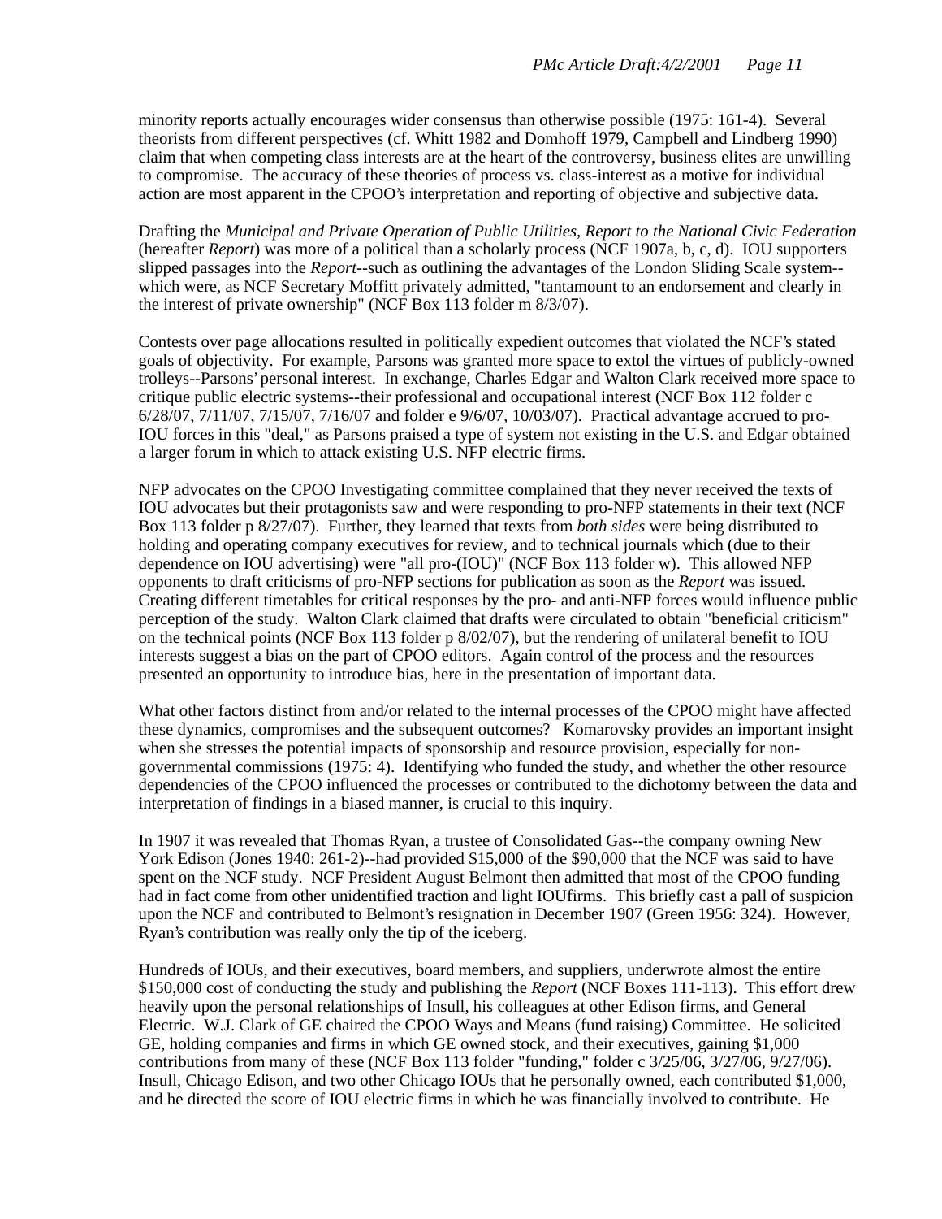minority reports actually encourages wider consensus than otherwise possible (1975: 161-4). Several theorists from different perspectives (cf. Whitt 1982 and Domhoff 1979, Campbell and Lindberg 1990) claim that when competing class interests are at the heart of the controversy, business elites are unwilling to compromise. The accuracy of these theories of process vs. class-interest as a motive for individual action are most apparent in the CPOO's interpretation and reporting of objective and subjective data.

Drafting the *Municipal and Private Operation of Public Utilities, Report to the National Civic Federation* (hereafter *Report*) was more of a political than a scholarly process (NCF 1907a, b, c, d). IOU supporters slipped passages into the *Report*--such as outlining the advantages of the London Sliding Scale system--which were, as NCF Secretary Moffitt privately admitted, "tantamount to an endorsement and clearly in the interest of private ownership" (NCF Box 113 folder m 8/3/07).

Contests over page allocations resulted in politically expedient outcomes that violated the NCF's stated goals of objectivity. For example, Parsons was granted more space to extol the virtues of publicly-owned trolleys--Parsons' personal interest. In exchange, Charles Edgar and Walton Clark received more space to critique public electric systems--their professional and occupational interest (NCF Box 112 folder c 6/28/07, 7/11/07, 7/15/07, 7/16/07 and folder e 9/6/07, 10/03/07). Practical advantage accrued to pro-IOU forces in this "deal," as Parsons praised a type of system not existing in the U.S. and Edgar obtained a larger forum in which to attack existing U.S. NFP electric firms.

NFP advocates on the CPOO Investigating committee complained that they never received the texts of IOU advocates but their protagonists saw and were responding to pro-NFP statements in their text (NCF Box 113 folder p 8/27/07). Further, they learned that texts from *both sides* were being distributed to holding and operating company executives for review, and to technical journals which (due to their dependence on IOU advertising) were "all pro-(IOU)" (NCF Box 113 folder w). This allowed NFP opponents to draft criticisms of pro-NFP sections for publication as soon as the *Report* was issued. Creating different timetables for critical responses by the pro- and anti-NFP forces would influence public perception of the study. Walton Clark claimed that drafts were circulated to obtain "beneficial criticism" on the technical points (NCF Box 113 folder p 8/02/07), but the rendering of unilateral benefit to IOU interests suggest a bias on the part of CPOO editors. Again control of the process and the resources presented an opportunity to introduce bias, here in the presentation of important data.

What other factors distinct from and/or related to the internal processes of the CPOO might have affected these dynamics, compromises and the subsequent outcomes? Komarovsky provides an important insight when she stresses the potential impacts of sponsorship and resource provision, especially for non-governmental commissions (1975: 4). Identifying who funded the study, and whether the other resource dependencies of the CPOO influenced the processes or contributed to the dichotomy between the data and interpretation of findings in a biased manner, is crucial to this inquiry.

In 1907 it was revealed that Thomas Ryan, a trustee of Consolidated Gas--the company owning New York Edison (Jones 1940: 261-2)--had provided $15,000 of the $90,000 that the NCF was said to have spent on the NCF study. NCF President August Belmont then admitted that most of the CPOO funding had in fact come from other unidentified traction and light IOUfirms. This briefly cast a pall of suspicion upon the NCF and contributed to Belmont's resignation in December 1907 (Green 1956: 324). However, Ryan's contribution was really only the tip of the iceberg.

Hundreds of IOUs, and their executives, board members, and suppliers, underwrote almost the entire $150,000 cost of conducting the study and publishing the *Report* (NCF Boxes 111-113). This effort drew heavily upon the personal relationships of Insull, his colleagues at other Edison firms, and General Electric. W.J. Clark of GE chaired the CPOO Ways and Means (fund raising) Committee. He solicited GE, holding companies and firms in which GE owned stock, and their executives, gaining $1,000 contributions from many of these (NCF Box 113 folder "funding," folder c 3/25/06, 3/27/06, 9/27/06). Insull, Chicago Edison, and two other Chicago IOUs that he personally owned, each contributed $1,000, and he directed the score of IOU electric firms in which he was financially involved to contribute. He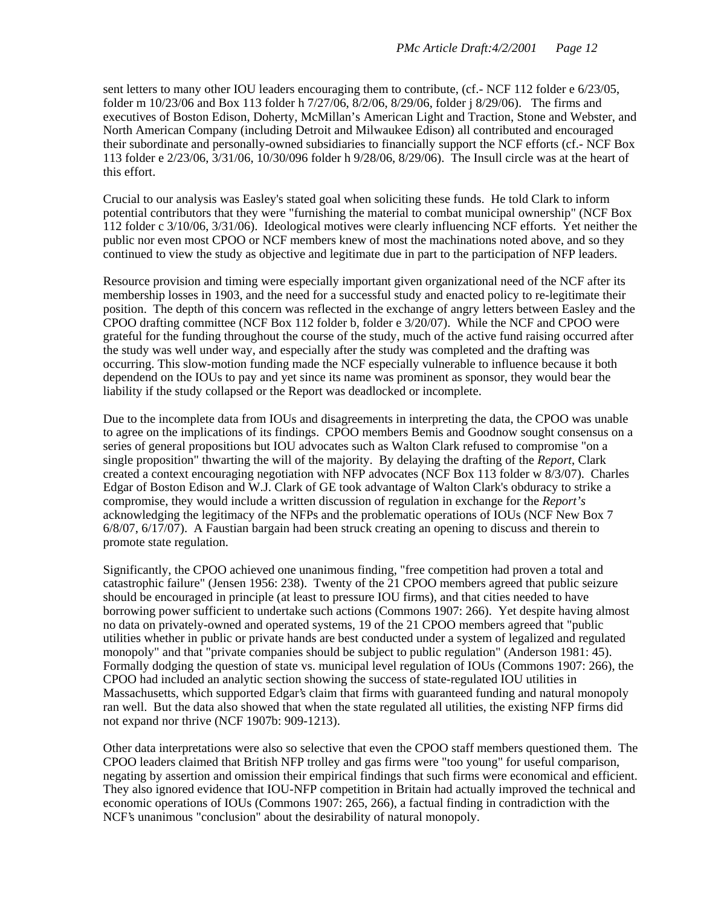sent letters to many other IOU leaders encouraging them to contribute, (cf.- NCF 112 folder e 6/23/05, folder m 10/23/06 and Box 113 folder h 7/27/06, 8/2/06, 8/29/06, folder j 8/29/06). The firms and executives of Boston Edison, Doherty, McMillan's American Light and Traction, Stone and Webster, and North American Company (including Detroit and Milwaukee Edison) all contributed and encouraged their subordinate and personally-owned subsidiaries to financially support the NCF efforts (cf.- NCF Box 113 folder e 2/23/06, 3/31/06, 10/30/096 folder h 9/28/06, 8/29/06). The Insull circle was at the heart of this effort.

Crucial to our analysis was Easley's stated goal when soliciting these funds. He told Clark to inform potential contributors that they were "furnishing the material to combat municipal ownership" (NCF Box 112 folder c 3/10/06, 3/31/06). Ideological motives were clearly influencing NCF efforts. Yet neither the public nor even most CPOO or NCF members knew of most the machinations noted above, and so they continued to view the study as objective and legitimate due in part to the participation of NFP leaders.

Resource provision and timing were especially important given organizational need of the NCF after its membership losses in 1903, and the need for a successful study and enacted policy to re-legitimate their position. The depth of this concern was reflected in the exchange of angry letters between Easley and the CPOO drafting committee (NCF Box 112 folder b, folder e 3/20/07). While the NCF and CPOO were grateful for the funding throughout the course of the study, much of the active fund raising occurred after the study was well under way, and especially after the study was completed and the drafting was occurring. This slow-motion funding made the NCF especially vulnerable to influence because it both dependend on the IOUs to pay and yet since its name was prominent as sponsor, they would bear the liability if the study collapsed or the Report was deadlocked or incomplete.

Due to the incomplete data from IOUs and disagreements in interpreting the data, the CPOO was unable to agree on the implications of its findings. CPOO members Bemis and Goodnow sought consensus on a series of general propositions but IOU advocates such as Walton Clark refused to compromise "on a single proposition" thwarting the will of the majority. By delaying the drafting of the *Report*, Clark created a context encouraging negotiation with NFP advocates (NCF Box 113 folder w 8/3/07). Charles Edgar of Boston Edison and W.J. Clark of GE took advantage of Walton Clark's obduracy to strike a compromise, they would include a written discussion of regulation in exchange for the *Report's* acknowledging the legitimacy of the NFPs and the problematic operations of IOUs (NCF New Box 7 6/8/07, 6/17/07). A Faustian bargain had been struck creating an opening to discuss and therein to promote state regulation.

Significantly, the CPOO achieved one unanimous finding, "free competition had proven a total and catastrophic failure" (Jensen 1956: 238). Twenty of the 21 CPOO members agreed that public seizure should be encouraged in principle (at least to pressure IOU firms), and that cities needed to have borrowing power sufficient to undertake such actions (Commons 1907: 266). Yet despite having almost no data on privately-owned and operated systems, 19 of the 21 CPOO members agreed that "public utilities whether in public or private hands are best conducted under a system of legalized and regulated monopoly" and that "private companies should be subject to public regulation" (Anderson 1981: 45). Formally dodging the question of state vs. municipal level regulation of IOUs (Commons 1907: 266), the CPOO had included an analytic section showing the success of state-regulated IOU utilities in Massachusetts, which supported Edgar's claim that firms with guaranteed funding and natural monopoly ran well. But the data also showed that when the state regulated all utilities, the existing NFP firms did not expand nor thrive (NCF 1907b: 909-1213).

Other data interpretations were also so selective that even the CPOO staff members questioned them. The CPOO leaders claimed that British NFP trolley and gas firms were "too young" for useful comparison, negating by assertion and omission their empirical findings that such firms were economical and efficient. They also ignored evidence that IOU-NFP competition in Britain had actually improved the technical and economic operations of IOUs (Commons 1907: 265, 266), a factual finding in contradiction with the NCF's unanimous "conclusion" about the desirability of natural monopoly.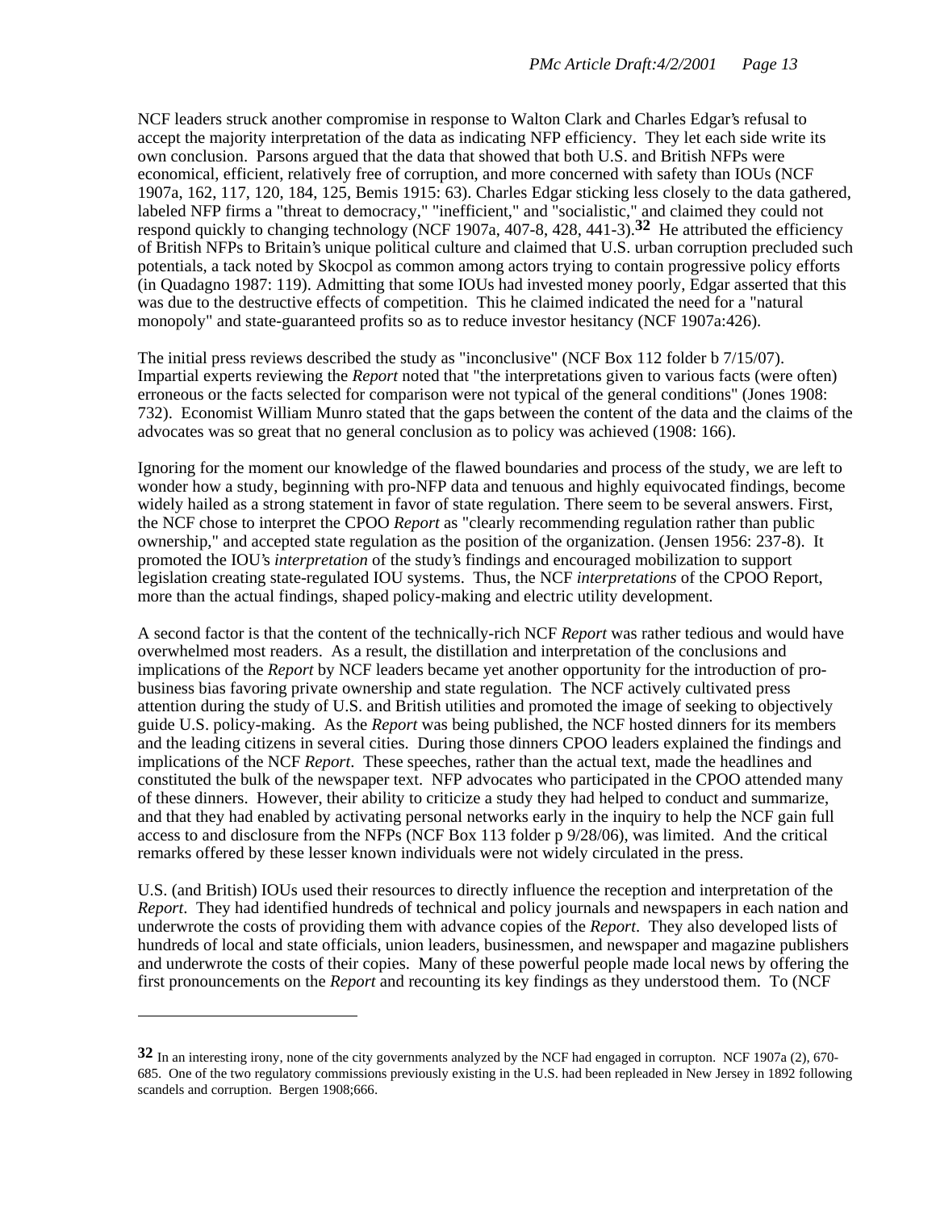NCF leaders struck another compromise in response to Walton Clark and Charles Edgar's refusal to accept the majority interpretation of the data as indicating NFP efficiency. They let each side write its own conclusion. Parsons argued that the data that showed that both U.S. and British NFPs were economical, efficient, relatively free of corruption, and more concerned with safety than IOUs (NCF 1907a, 162, 117, 120, 184, 125, Bemis 1915: 63). Charles Edgar sticking less closely to the data gathered, labeled NFP firms a "threat to democracy," "inefficient," and "socialistic," and claimed they could not respond quickly to changing technology (NCF 1907a, 407-8, 428, 441-3).[32] He attributed the efficiency of British NFPs to Britain's unique political culture and claimed that U.S. urban corruption precluded such potentials, a tack noted by Skocpol as common among actors trying to contain progressive policy efforts (in Quadagno 1987: 119). Admitting that some IOUs had invested money poorly, Edgar asserted that this was due to the destructive effects of competition. This he claimed indicated the need for a "natural monopoly" and state-guaranteed profits so as to reduce investor hesitancy (NCF 1907a:426).

The initial press reviews described the study as "inconclusive" (NCF Box 112 folder b 7/15/07). Impartial experts reviewing the *Report* noted that "the interpretations given to various facts (were often) erroneous or the facts selected for comparison were not typical of the general conditions" (Jones 1908: 732). Economist William Munro stated that the gaps between the content of the data and the claims of the advocates was so great that no general conclusion as to policy was achieved (1908: 166).

Ignoring for the moment our knowledge of the flawed boundaries and process of the study, we are left to wonder how a study, beginning with pro-NFP data and tenuous and highly equivocated findings, become widely hailed as a strong statement in favor of state regulation. There seem to be several answers. First, the NCF chose to interpret the CPOO *Report* as "clearly recommending regulation rather than public ownership," and accepted state regulation as the position of the organization. (Jensen 1956: 237-8). It promoted the IOU's *interpretation* of the study's findings and encouraged mobilization to support legislation creating state-regulated IOU systems. Thus, the NCF *interpretations* of the CPOO Report, more than the actual findings, shaped policy-making and electric utility development.

A second factor is that the content of the technically-rich NCF *Report* was rather tedious and would have overwhelmed most readers. As a result, the distillation and interpretation of the conclusions and implications of the *Report* by NCF leaders became yet another opportunity for the introduction of pro-business bias favoring private ownership and state regulation. The NCF actively cultivated press attention during the study of U.S. and British utilities and promoted the image of seeking to objectively guide U.S. policy-making. As the *Report* was being published, the NCF hosted dinners for its members and the leading citizens in several cities. During those dinners CPOO leaders explained the findings and implications of the NCF *Report*. These speeches, rather than the actual text, made the headlines and constituted the bulk of the newspaper text. NFP advocates who participated in the CPOO attended many of these dinners. However, their ability to criticize a study they had helped to conduct and summarize, and that they had enabled by activating personal networks early in the inquiry to help the NCF gain full access to and disclosure from the NFPs (NCF Box 113 folder p 9/28/06), was limited. And the critical remarks offered by these lesser known individuals were not widely circulated in the press.

U.S. (and British) IOUs used their resources to directly influence the reception and interpretation of the *Report*. They had identified hundreds of technical and policy journals and newspapers in each nation and underwrote the costs of providing them with advance copies of the *Report*. They also developed lists of hundreds of local and state officials, union leaders, businessmen, and newspaper and magazine publishers and underwrote the costs of their copies. Many of these powerful people made local news by offering the first pronouncements on the *Report* and recounting its key findings as they understood them. To (NCF

---

[32] In an interesting irony, none of the city governments analyzed by the NCF had engaged in corrupton. NCF 1907a (2), 670-685. One of the two regulatory commissions previously existing in the U.S. had been repleaded in New Jersey in 1892 following scandels and corruption. Bergen 1908;666.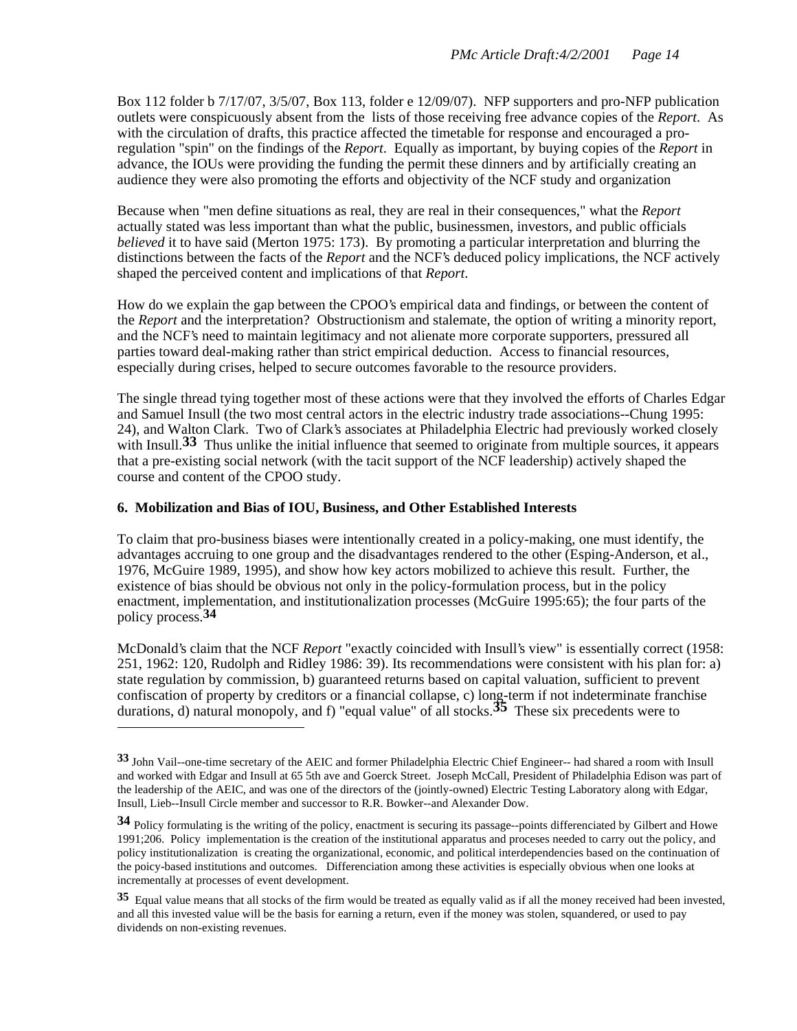Box 112 folder b 7/17/07, 3/5/07, Box 113, folder e 12/09/07). NFP supporters and pro-NFP publication outlets were conspicuously absent from the lists of those receiving free advance copies of the *Report*. As with the circulation of drafts, this practice affected the timetable for response and encouraged a pro-regulation "spin" on the findings of the *Report*. Equally as important, by buying copies of the *Report* in advance, the IOUs were providing the funding the permit these dinners and by artificially creating an audience they were also promoting the efforts and objectivity of the NCF study and organization

Because when "men define situations as real, they are real in their consequences," what the *Report* actually stated was less important than what the public, businessmen, investors, and public officials *believed* it to have said (Merton 1975: 173). By promoting a particular interpretation and blurring the distinctions between the facts of the *Report* and the NCF's deduced policy implications, the NCF actively shaped the perceived content and implications of that *Report*.

How do we explain the gap between the CPOO's empirical data and findings, or between the content of the *Report* and the interpretation? Obstructionism and stalemate, the option of writing a minority report, and the NCF's need to maintain legitimacy and not alienate more corporate supporters, pressured all parties toward deal-making rather than strict empirical deduction. Access to financial resources, especially during crises, helped to secure outcomes favorable to the resource providers.

The single thread tying together most of these actions were that they involved the efforts of Charles Edgar and Samuel Insull (the two most central actors in the electric industry trade associations--Chung 1995: 24), and Walton Clark. Two of Clark's associates at Philadelphia Electric had previously worked closely with Insull.[33] Thus unlike the initial influence that seemed to originate from multiple sources, it appears that a pre-existing social network (with the tacit support of the NCF leadership) actively shaped the course and content of the CPOO study.

### 6. Mobilization and Bias of IOU, Business, and Other Established Interests

To claim that pro-business biases were intentionally created in a policy-making, one must identify, the advantages accruing to one group and the disadvantages rendered to the other (Esping-Anderson, et al., 1976, McGuire 1989, 1995), and show how key actors mobilized to achieve this result. Further, the existence of bias should be obvious not only in the policy-formulation process, but in the policy enactment, implementation, and institutionalization processes (McGuire 1995:65); the four parts of the policy process.[34]

McDonald's claim that the NCF *Report* "exactly coincided with Insull's view" is essentially correct (1958: 251, 1962: 120, Rudolph and Ridley 1986: 39). Its recommendations were consistent with his plan for: a) state regulation by commission, b) guaranteed returns based on capital valuation, sufficient to prevent confiscation of property by creditors or a financial collapse, c) long-term if not indeterminate franchise durations, d) natural monopoly, and f) "equal value" of all stocks.[35] These six precedents were to

---

[33] John Vail--one-time secretary of the AEIC and former Philadelphia Electric Chief Engineer-- had shared a room with Insull and worked with Edgar and Insull at 65 5th ave and Goerck Street. Joseph McCall, President of Philadelphia Edison was part of the leadership of the AEIC, and was one of the directors of the (jointly-owned) Electric Testing Laboratory along with Edgar, Insull, Lieb--Insull Circle member and successor to R.R. Bowker--and Alexander Dow.

[34] Policy formulating is the writing of the policy, enactment is securing its passage--points differenciated by Gilbert and Howe 1991;206. Policy implementation is the creation of the institutional apparatus and proceses needed to carry out the policy, and policy institutionalization is creating the organizational, economic, and political interdependencies based on the continuation of the poicy-based institutions and outcomes. Differenciation among these activities is especially obvious when one looks at incrementally at processes of event development.

[35] Equal value means that all stocks of the firm would be treated as equally valid as if all the money received had been invested, and all this invested value will be the basis for earning a return, even if the money was stolen, squandered, or used to pay dividends on non-existing revenues.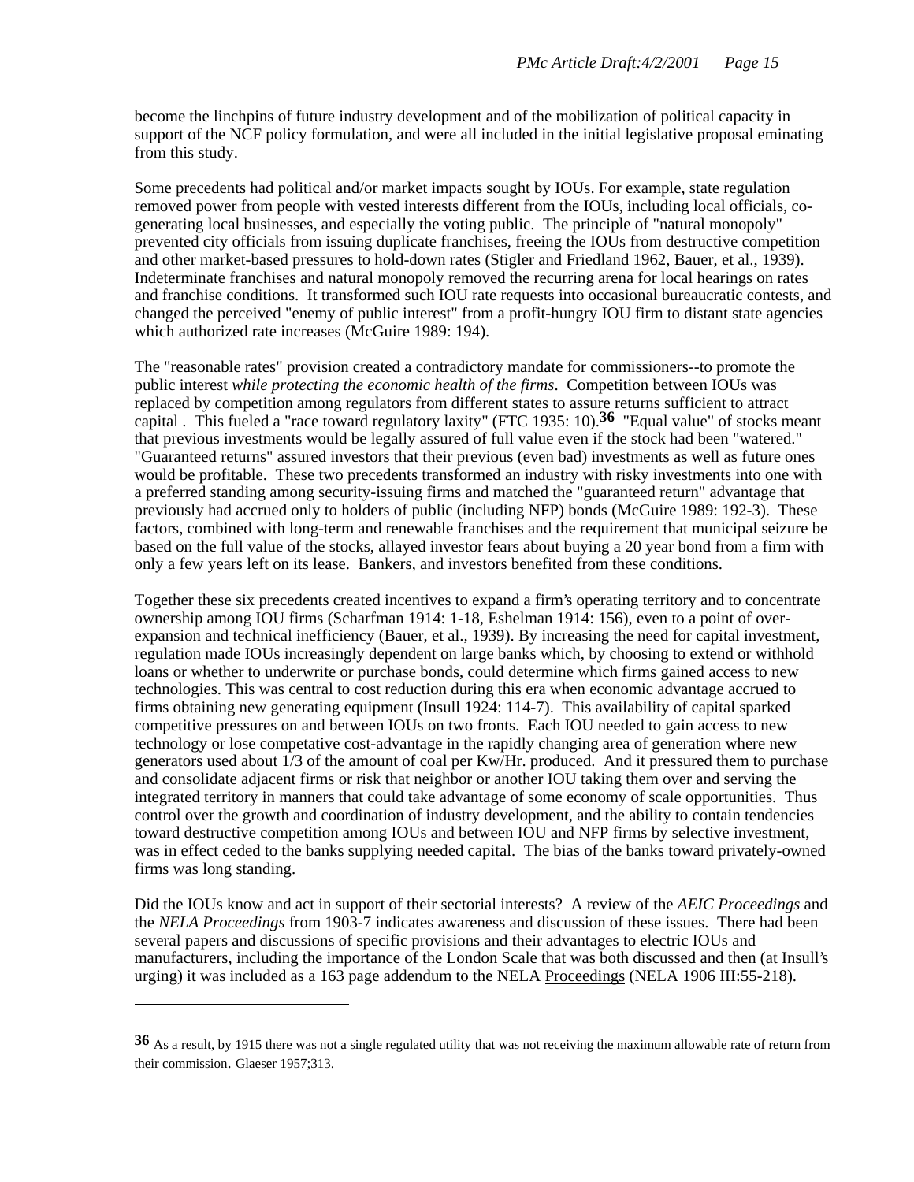become the linchpins of future industry development and of the mobilization of political capacity in support of the NCF policy formulation, and were all included in the initial legislative proposal eminating from this study.

Some precedents had political and/or market impacts sought by IOUs. For example, state regulation removed power from people with vested interests different from the IOUs, including local officials, co-generating local businesses, and especially the voting public. The principle of "natural monopoly" prevented city officials from issuing duplicate franchises, freeing the IOUs from destructive competition and other market-based pressures to hold-down rates (Stigler and Friedland 1962, Bauer, et al., 1939). Indeterminate franchises and natural monopoly removed the recurring arena for local hearings on rates and franchise conditions. It transformed such IOU rate requests into occasional bureaucratic contests, and changed the perceived "enemy of public interest" from a profit-hungry IOU firm to distant state agencies which authorized rate increases (McGuire 1989: 194).

The "reasonable rates" provision created a contradictory mandate for commissioners--to promote the public interest *while protecting the economic health of the firms*. Competition between IOUs was replaced by competition among regulators from different states to assure returns sufficient to attract capital . This fueled a "race toward regulatory laxity" (FTC 1935: 10).[36] "Equal value" of stocks meant that previous investments would be legally assured of full value even if the stock had been "watered." "Guaranteed returns" assured investors that their previous (even bad) investments as well as future ones would be profitable. These two precedents transformed an industry with risky investments into one with a preferred standing among security-issuing firms and matched the "guaranteed return" advantage that previously had accrued only to holders of public (including NFP) bonds (McGuire 1989: 192-3). These factors, combined with long-term and renewable franchises and the requirement that municipal seizure be based on the full value of the stocks, allayed investor fears about buying a 20 year bond from a firm with only a few years left on its lease. Bankers, and investors benefited from these conditions.

Together these six precedents created incentives to expand a firm's operating territory and to concentrate ownership among IOU firms (Scharfman 1914: 1-18, Eshelman 1914: 156), even to a point of over-expansion and technical inefficiency (Bauer, et al., 1939). By increasing the need for capital investment, regulation made IOUs increasingly dependent on large banks which, by choosing to extend or withhold loans or whether to underwrite or purchase bonds, could determine which firms gained access to new technologies. This was central to cost reduction during this era when economic advantage accrued to firms obtaining new generating equipment (Insull 1924: 114-7). This availability of capital sparked competitive pressures on and between IOUs on two fronts. Each IOU needed to gain access to new technology or lose competative cost-advantage in the rapidly changing area of generation where new generators used about 1/3 of the amount of coal per Kw/Hr. produced. And it pressured them to purchase and consolidate adjacent firms or risk that neighbor or another IOU taking them over and serving the integrated territory in manners that could take advantage of some economy of scale opportunities. Thus control over the growth and coordination of industry development, and the ability to contain tendencies toward destructive competition among IOUs and between IOU and NFP firms by selective investment, was in effect ceded to the banks supplying needed capital. The bias of the banks toward privately-owned firms was long standing.

Did the IOUs know and act in support of their sectorial interests? A review of the *AEIC Proceedings* and the *NELA Proceedings* from 1903-7 indicates awareness and discussion of these issues. There had been several papers and discussions of specific provisions and their advantages to electric IOUs and manufacturers, including the importance of the London Scale that was both discussed and then (at Insull's urging) it was included as a 163 page addendum to the NELA Proceedings (NELA 1906 III:55-218).

---

[36] As a result, by 1915 there was not a single regulated utility that was not receiving the maximum allowable rate of return from their commission. Glaeser 1957;313.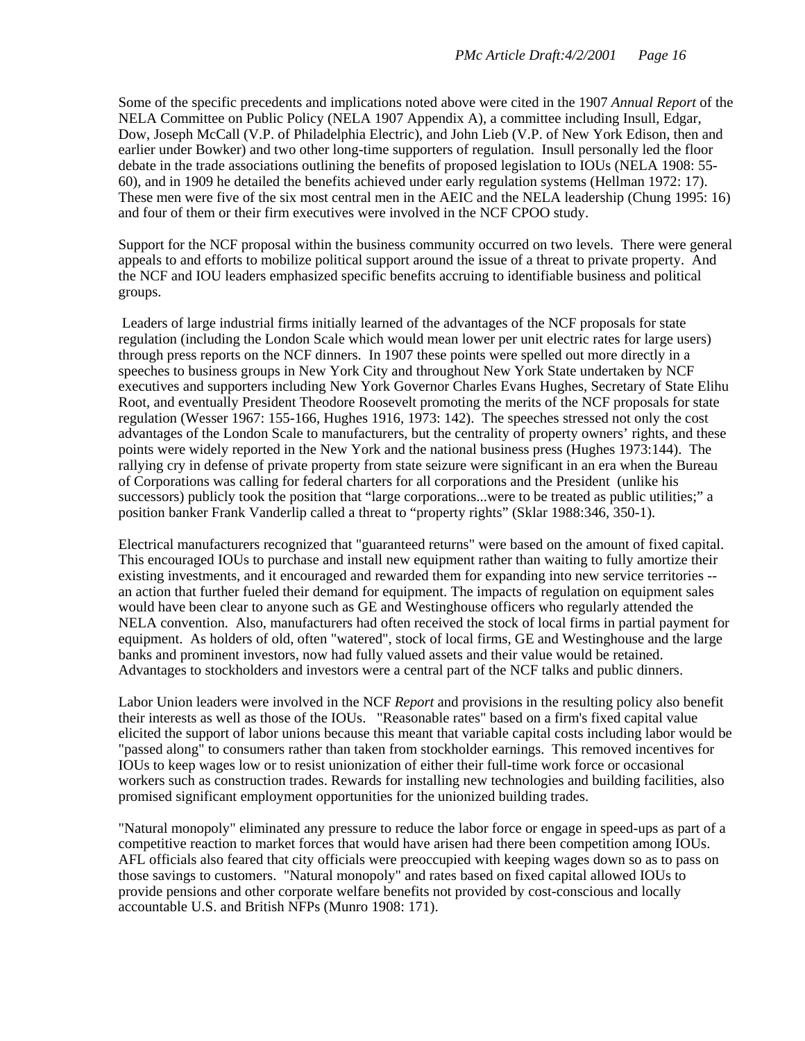Some of the specific precedents and implications noted above were cited in the 1907 *Annual Report* of the NELA Committee on Public Policy (NELA 1907 Appendix A), a committee including Insull, Edgar, Dow, Joseph McCall (V.P. of Philadelphia Electric), and John Lieb (V.P. of New York Edison, then and earlier under Bowker) and two other long-time supporters of regulation. Insull personally led the floor debate in the trade associations outlining the benefits of proposed legislation to IOUs (NELA 1908: 55-60), and in 1909 he detailed the benefits achieved under early regulation systems (Hellman 1972: 17). These men were five of the six most central men in the AEIC and the NELA leadership (Chung 1995: 16) and four of them or their firm executives were involved in the NCF CPOO study.

Support for the NCF proposal within the business community occurred on two levels. There were general appeals to and efforts to mobilize political support around the issue of a threat to private property. And the NCF and IOU leaders emphasized specific benefits accruing to identifiable business and political groups.

Leaders of large industrial firms initially learned of the advantages of the NCF proposals for state regulation (including the London Scale which would mean lower per unit electric rates for large users) through press reports on the NCF dinners. In 1907 these points were spelled out more directly in a speeches to business groups in New York City and throughout New York State undertaken by NCF executives and supporters including New York Governor Charles Evans Hughes, Secretary of State Elihu Root, and eventually President Theodore Roosevelt promoting the merits of the NCF proposals for state regulation (Wesser 1967: 155-166, Hughes 1916, 1973: 142). The speeches stressed not only the cost advantages of the London Scale to manufacturers, but the centrality of property owners' rights, and these points were widely reported in the New York and the national business press (Hughes 1973:144). The rallying cry in defense of private property from state seizure were significant in an era when the Bureau of Corporations was calling for federal charters for all corporations and the President (unlike his successors) publicly took the position that "large corporations...were to be treated as public utilities;" a position banker Frank Vanderlip called a threat to "property rights" (Sklar 1988:346, 350-1).

Electrical manufacturers recognized that "guaranteed returns" were based on the amount of fixed capital. This encouraged IOUs to purchase and install new equipment rather than waiting to fully amortize their existing investments, and it encouraged and rewarded them for expanding into new service territories -- an action that further fueled their demand for equipment. The impacts of regulation on equipment sales would have been clear to anyone such as GE and Westinghouse officers who regularly attended the NELA convention. Also, manufacturers had often received the stock of local firms in partial payment for equipment. As holders of old, often "watered", stock of local firms, GE and Westinghouse and the large banks and prominent investors, now had fully valued assets and their value would be retained. Advantages to stockholders and investors were a central part of the NCF talks and public dinners.

Labor Union leaders were involved in the NCF *Report* and provisions in the resulting policy also benefit their interests as well as those of the IOUs. "Reasonable rates" based on a firm's fixed capital value elicited the support of labor unions because this meant that variable capital costs including labor would be "passed along" to consumers rather than taken from stockholder earnings. This removed incentives for IOUs to keep wages low or to resist unionization of either their full-time work force or occasional workers such as construction trades. Rewards for installing new technologies and building facilities, also promised significant employment opportunities for the unionized building trades.

"Natural monopoly" eliminated any pressure to reduce the labor force or engage in speed-ups as part of a competitive reaction to market forces that would have arisen had there been competition among IOUs. AFL officials also feared that city officials were preoccupied with keeping wages down so as to pass on those savings to customers. "Natural monopoly" and rates based on fixed capital allowed IOUs to provide pensions and other corporate welfare benefits not provided by cost-conscious and locally accountable U.S. and British NFPs (Munro 1908: 171).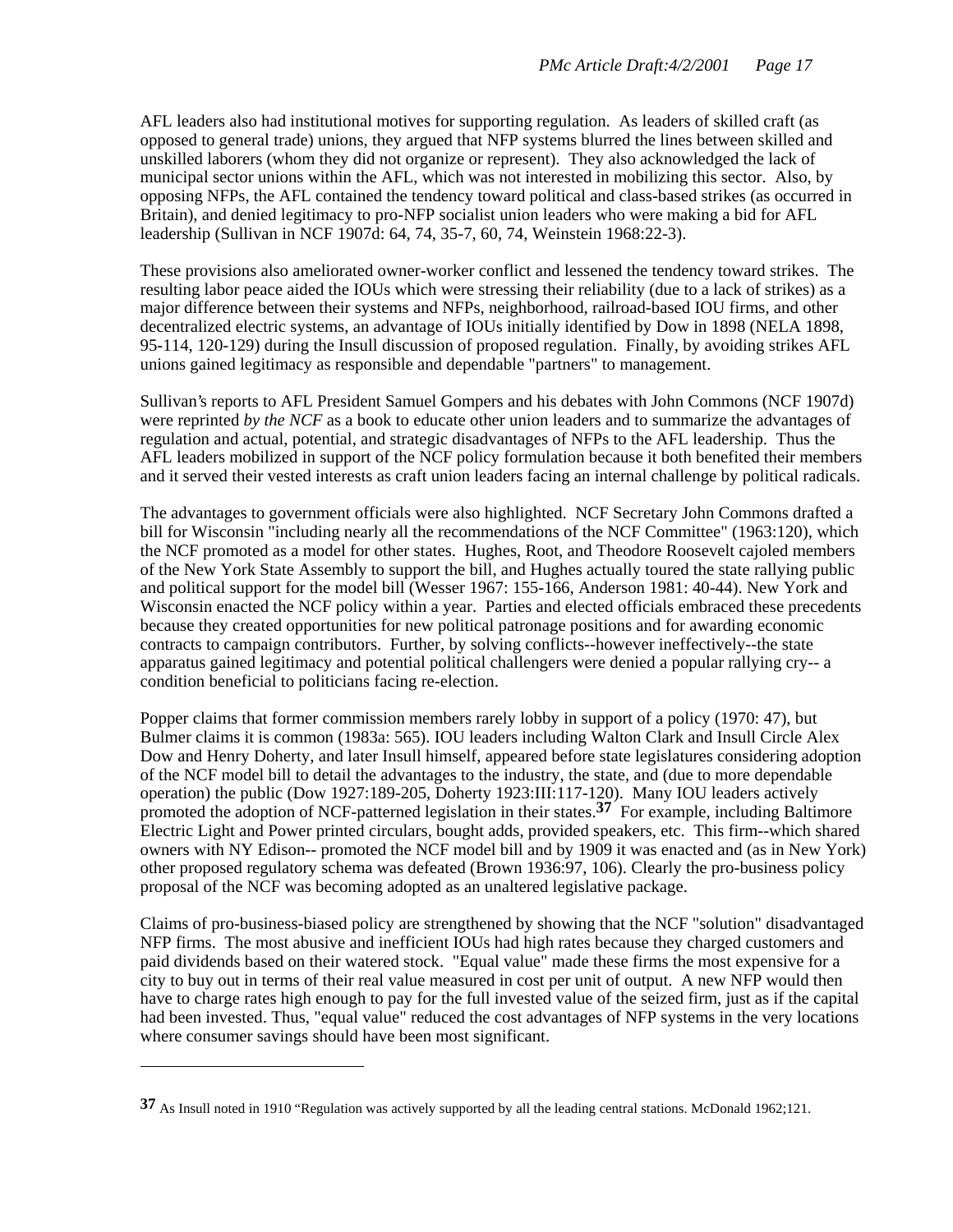AFL leaders also had institutional motives for supporting regulation. As leaders of skilled craft (as opposed to general trade) unions, they argued that NFP systems blurred the lines between skilled and unskilled laborers (whom they did not organize or represent). They also acknowledged the lack of municipal sector unions within the AFL, which was not interested in mobilizing this sector. Also, by opposing NFPs, the AFL contained the tendency toward political and class-based strikes (as occurred in Britain), and denied legitimacy to pro-NFP socialist union leaders who were making a bid for AFL leadership (Sullivan in NCF 1907d: 64, 74, 35-7, 60, 74, Weinstein 1968:22-3).

These provisions also ameliorated owner-worker conflict and lessened the tendency toward strikes. The resulting labor peace aided the IOUs which were stressing their reliability (due to a lack of strikes) as a major difference between their systems and NFPs, neighborhood, railroad-based IOU firms, and other decentralized electric systems, an advantage of IOUs initially identified by Dow in 1898 (NELA 1898, 95-114, 120-129) during the Insull discussion of proposed regulation. Finally, by avoiding strikes AFL unions gained legitimacy as responsible and dependable "partners" to management.

Sullivan's reports to AFL President Samuel Gompers and his debates with John Commons (NCF 1907d) were reprinted *by the NCF* as a book to educate other union leaders and to summarize the advantages of regulation and actual, potential, and strategic disadvantages of NFPs to the AFL leadership. Thus the AFL leaders mobilized in support of the NCF policy formulation because it both benefited their members and it served their vested interests as craft union leaders facing an internal challenge by political radicals.

The advantages to government officials were also highlighted. NCF Secretary John Commons drafted a bill for Wisconsin "including nearly all the recommendations of the NCF Committee" (1963:120), which the NCF promoted as a model for other states. Hughes, Root, and Theodore Roosevelt cajoled members of the New York State Assembly to support the bill, and Hughes actually toured the state rallying public and political support for the model bill (Wesser 1967: 155-166, Anderson 1981: 40-44). New York and Wisconsin enacted the NCF policy within a year. Parties and elected officials embraced these precedents because they created opportunities for new political patronage positions and for awarding economic contracts to campaign contributors. Further, by solving conflicts--however ineffectively--the state apparatus gained legitimacy and potential political challengers were denied a popular rallying cry-- a condition beneficial to politicians facing re-election.

Popper claims that former commission members rarely lobby in support of a policy (1970: 47), but Bulmer claims it is common (1983a: 565). IOU leaders including Walton Clark and Insull Circle Alex Dow and Henry Doherty, and later Insull himself, appeared before state legislatures considering adoption of the NCF model bill to detail the advantages to the industry, the state, and (due to more dependable operation) the public (Dow 1927:189-205, Doherty 1923:III:117-120). Many IOU leaders actively promoted the adoption of NCF-patterned legislation in their states.[37] For example, including Baltimore Electric Light and Power printed circulars, bought adds, provided speakers, etc. This firm--which shared owners with NY Edison-- promoted the NCF model bill and by 1909 it was enacted and (as in New York) other proposed regulatory schema was defeated (Brown 1936:97, 106). Clearly the pro-business policy proposal of the NCF was becoming adopted as an unaltered legislative package.

Claims of pro-business-biased policy are strengthened by showing that the NCF "solution" disadvantaged NFP firms. The most abusive and inefficient IOUs had high rates because they charged customers and paid dividends based on their watered stock. "Equal value" made these firms the most expensive for a city to buy out in terms of their real value measured in cost per unit of output. A new NFP would then have to charge rates high enough to pay for the full invested value of the seized firm, just as if the capital had been invested. Thus, "equal value" reduced the cost advantages of NFP systems in the very locations where consumer savings should have been most significant.

---

[37] As Insull noted in 1910 "Regulation was actively supported by all the leading central stations. McDonald 1962;121.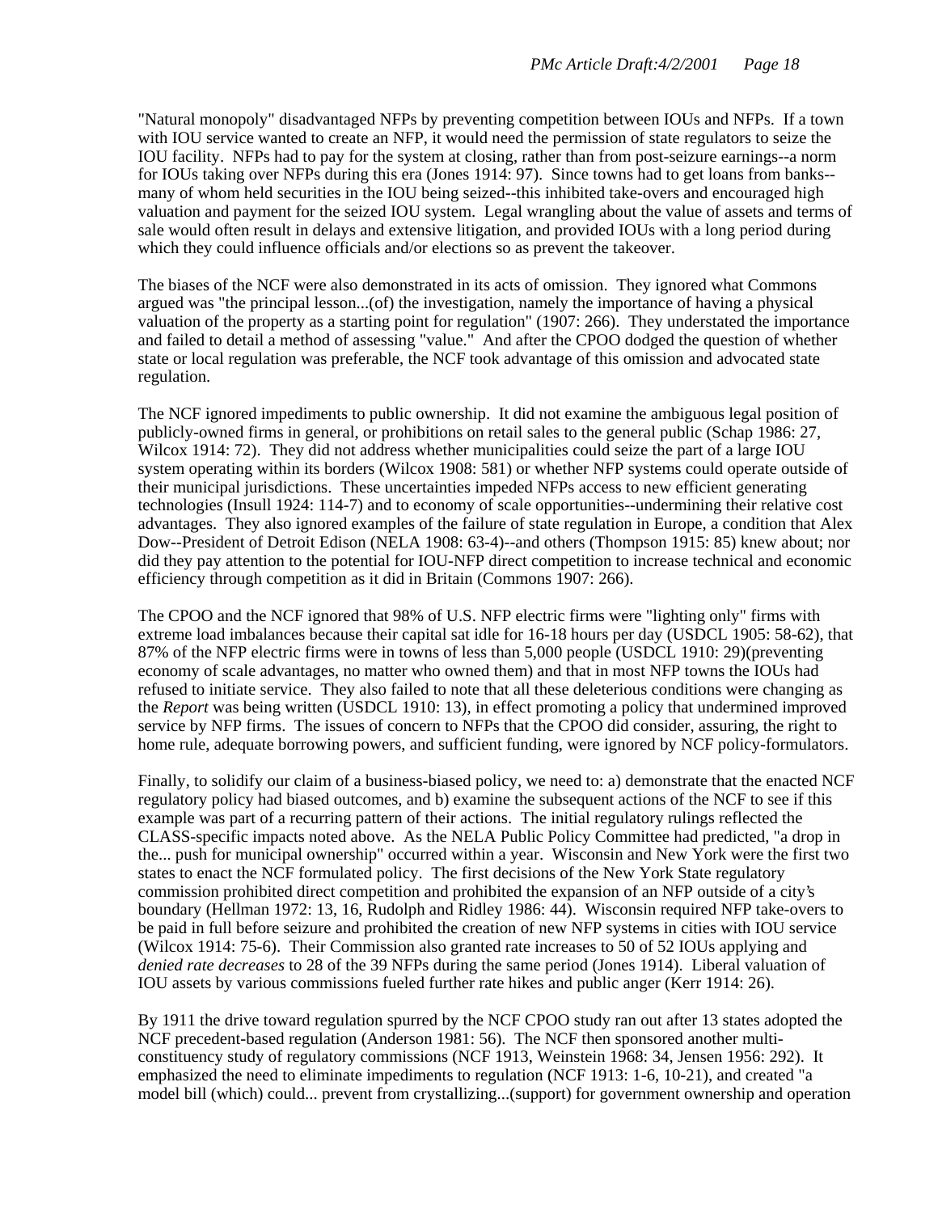"Natural monopoly" disadvantaged NFPs by preventing competition between IOUs and NFPs. If a town with IOU service wanted to create an NFP, it would need the permission of state regulators to seize the IOU facility. NFPs had to pay for the system at closing, rather than from post-seizure earnings--a norm for IOUs taking over NFPs during this era (Jones 1914: 97). Since towns had to get loans from banks--many of whom held securities in the IOU being seized--this inhibited take-overs and encouraged high valuation and payment for the seized IOU system. Legal wrangling about the value of assets and terms of sale would often result in delays and extensive litigation, and provided IOUs with a long period during which they could influence officials and/or elections so as prevent the takeover.

The biases of the NCF were also demonstrated in its acts of omission. They ignored what Commons argued was "the principal lesson...(of) the investigation, namely the importance of having a physical valuation of the property as a starting point for regulation" (1907: 266). They understated the importance and failed to detail a method of assessing "value." And after the CPOO dodged the question of whether state or local regulation was preferable, the NCF took advantage of this omission and advocated state regulation.

The NCF ignored impediments to public ownership. It did not examine the ambiguous legal position of publicly-owned firms in general, or prohibitions on retail sales to the general public (Schap 1986: 27, Wilcox 1914: 72). They did not address whether municipalities could seize the part of a large IOU system operating within its borders (Wilcox 1908: 581) or whether NFP systems could operate outside of their municipal jurisdictions. These uncertainties impeded NFPs access to new efficient generating technologies (Insull 1924: 114-7) and to economy of scale opportunities--undermining their relative cost advantages. They also ignored examples of the failure of state regulation in Europe, a condition that Alex Dow--President of Detroit Edison (NELA 1908: 63-4)--and others (Thompson 1915: 85) knew about; nor did they pay attention to the potential for IOU-NFP direct competition to increase technical and economic efficiency through competition as it did in Britain (Commons 1907: 266).

The CPOO and the NCF ignored that 98% of U.S. NFP electric firms were "lighting only" firms with extreme load imbalances because their capital sat idle for 16-18 hours per day (USDCL 1905: 58-62), that 87% of the NFP electric firms were in towns of less than 5,000 people (USDCL 1910: 29)(preventing economy of scale advantages, no matter who owned them) and that in most NFP towns the IOUs had refused to initiate service. They also failed to note that all these deleterious conditions were changing as the *Report* was being written (USDCL 1910: 13), in effect promoting a policy that undermined improved service by NFP firms. The issues of concern to NFPs that the CPOO did consider, assuring, the right to home rule, adequate borrowing powers, and sufficient funding, were ignored by NCF policy-formulators.

Finally, to solidify our claim of a business-biased policy, we need to: a) demonstrate that the enacted NCF regulatory policy had biased outcomes, and b) examine the subsequent actions of the NCF to see if this example was part of a recurring pattern of their actions. The initial regulatory rulings reflected the CLASS-specific impacts noted above. As the NELA Public Policy Committee had predicted, "a drop in the... push for municipal ownership" occurred within a year. Wisconsin and New York were the first two states to enact the NCF formulated policy. The first decisions of the New York State regulatory commission prohibited direct competition and prohibited the expansion of an NFP outside of a city's boundary (Hellman 1972: 13, 16, Rudolph and Ridley 1986: 44). Wisconsin required NFP take-overs to be paid in full before seizure and prohibited the creation of new NFP systems in cities with IOU service (Wilcox 1914: 75-6). Their Commission also granted rate increases to 50 of 52 IOUs applying and *denied rate decreases* to 28 of the 39 NFPs during the same period (Jones 1914). Liberal valuation of IOU assets by various commissions fueled further rate hikes and public anger (Kerr 1914: 26).

By 1911 the drive toward regulation spurred by the NCF CPOO study ran out after 13 states adopted the NCF precedent-based regulation (Anderson 1981: 56). The NCF then sponsored another multi-constituency study of regulatory commissions (NCF 1913, Weinstein 1968: 34, Jensen 1956: 292). It emphasized the need to eliminate impediments to regulation (NCF 1913: 1-6, 10-21), and created "a model bill (which) could... prevent from crystallizing...(support) for government ownership and operation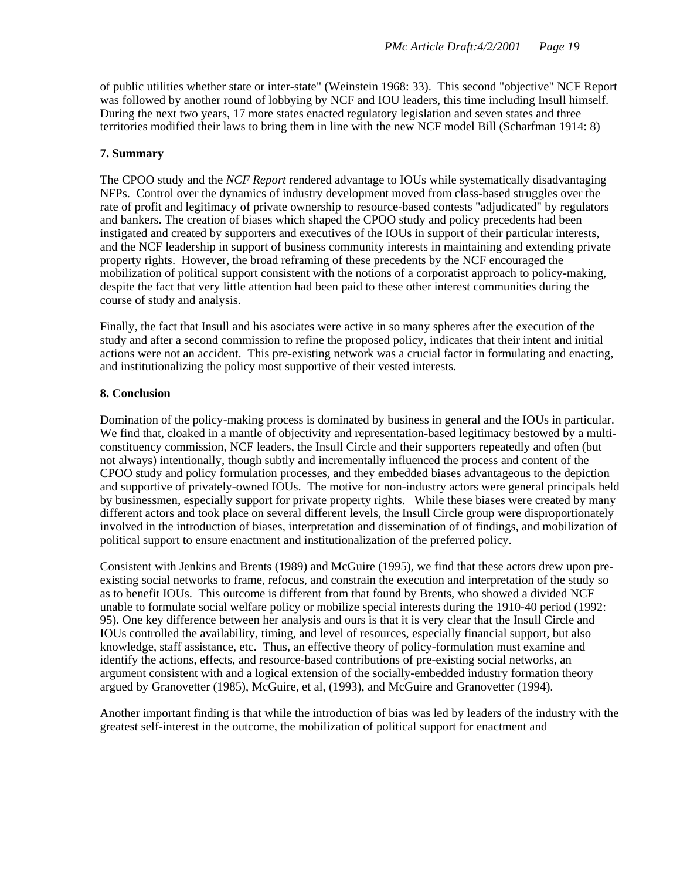of public utilities whether state or inter-state" (Weinstein 1968: 33). This second "objective" NCF Report was followed by another round of lobbying by NCF and IOU leaders, this time including Insull himself. During the next two years, 17 more states enacted regulatory legislation and seven states and three territories modified their laws to bring them in line with the new NCF model Bill (Scharfman 1914: 8)

**7. Summary**

The CPOO study and the *NCF Report* rendered advantage to IOUs while systematically disadvantaging NFPs. Control over the dynamics of industry development moved from class-based struggles over the rate of profit and legitimacy of private ownership to resource-based contests "adjudicated" by regulators and bankers. The creation of biases which shaped the CPOO study and policy precedents had been instigated and created by supporters and executives of the IOUs in support of their particular interests, and the NCF leadership in support of business community interests in maintaining and extending private property rights. However, the broad reframing of these precedents by the NCF encouraged the mobilization of political support consistent with the notions of a corporatist approach to policy-making, despite the fact that very little attention had been paid to these other interest communities during the course of study and analysis.

Finally, the fact that Insull and his asociates were active in so many spheres after the execution of the study and after a second commission to refine the proposed policy, indicates that their intent and initial actions were not an accident. This pre-existing network was a crucial factor in formulating and enacting, and institutionalizing the policy most supportive of their vested interests.

**8. Conclusion**

Domination of the policy-making process is dominated by business in general and the IOUs in particular. We find that, cloaked in a mantle of objectivity and representation-based legitimacy bestowed by a multi-constituency commission, NCF leaders, the Insull Circle and their supporters repeatedly and often (but not always) intentionally, though subtly and incrementally influenced the process and content of the CPOO study and policy formulation processes, and they embedded biases advantageous to the depiction and supportive of privately-owned IOUs. The motive for non-industry actors were general principals held by businessmen, especially support for private property rights. While these biases were created by many different actors and took place on several different levels, the Insull Circle group were disproportionately involved in the introduction of biases, interpretation and dissemination of of findings, and mobilization of political support to ensure enactment and institutionalization of the preferred policy.

Consistent with Jenkins and Brents (1989) and McGuire (1995), we find that these actors drew upon pre-existing social networks to frame, refocus, and constrain the execution and interpretation of the study so as to benefit IOUs. This outcome is different from that found by Brents, who showed a divided NCF unable to formulate social welfare policy or mobilize special interests during the 1910-40 period (1992: 95). One key difference between her analysis and ours is that it is very clear that the Insull Circle and IOUs controlled the availability, timing, and level of resources, especially financial support, but also knowledge, staff assistance, etc. Thus, an effective theory of policy-formulation must examine and identify the actions, effects, and resource-based contributions of pre-existing social networks, an argument consistent with and a logical extension of the socially-embedded industry formation theory argued by Granovetter (1985), McGuire, et al, (1993), and McGuire and Granovetter (1994).

Another important finding is that while the introduction of bias was led by leaders of the industry with the greatest self-interest in the outcome, the mobilization of political support for enactment and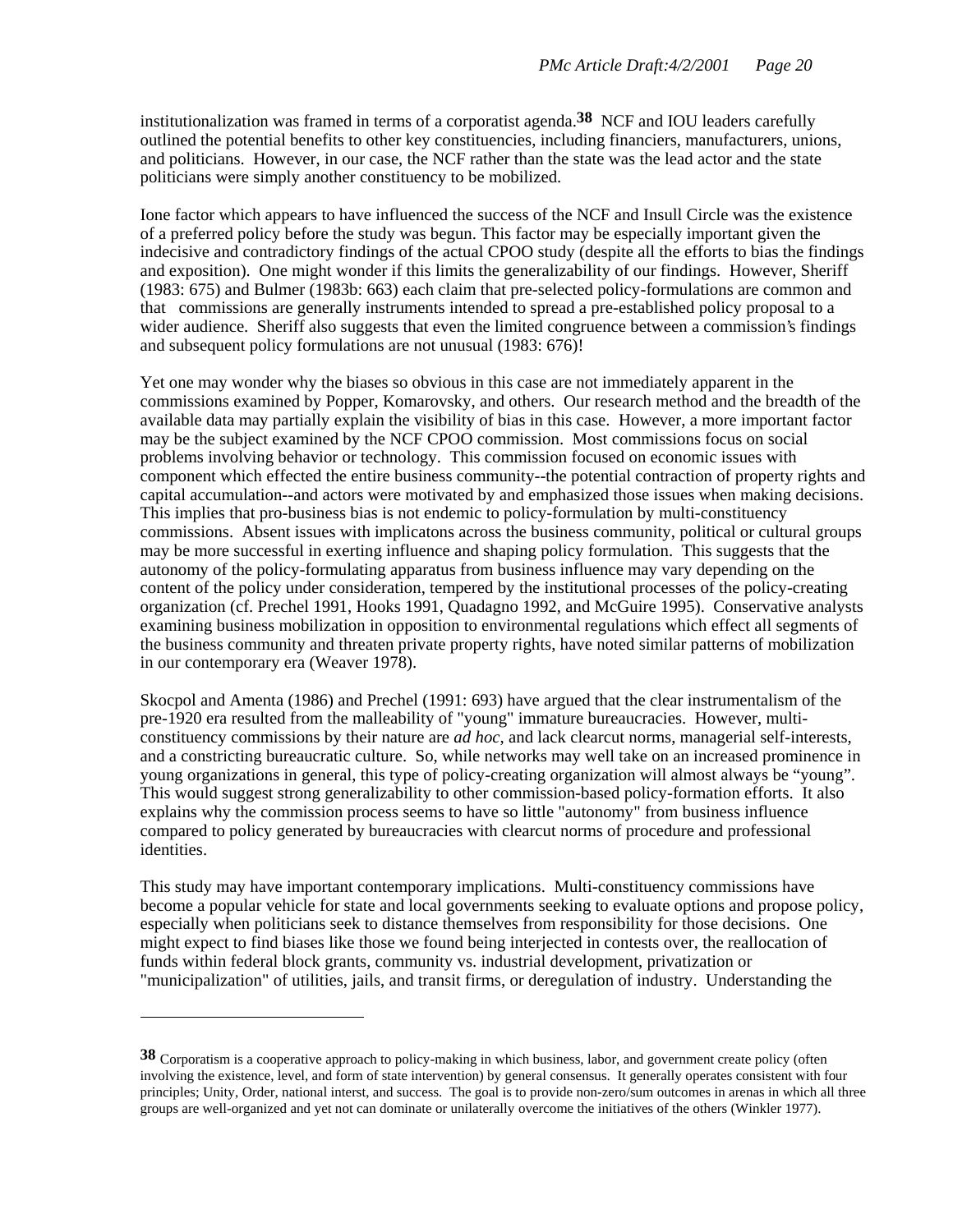institutionalization was framed in terms of a corporatist agenda.[38] NCF and IOU leaders carefully outlined the potential benefits to other key constituencies, including financiers, manufacturers, unions, and politicians. However, in our case, the NCF rather than the state was the lead actor and the state politicians were simply another constituency to be mobilized.

Ione factor which appears to have influenced the success of the NCF and Insull Circle was the existence of a preferred policy before the study was begun. This factor may be especially important given the indecisive and contradictory findings of the actual CPOO study (despite all the efforts to bias the findings and exposition). One might wonder if this limits the generalizability of our findings. However, Sheriff (1983: 675) and Bulmer (1983b: 663) each claim that pre-selected policy-formulations are common and that commissions are generally instruments intended to spread a pre-established policy proposal to a wider audience. Sheriff also suggests that even the limited congruence between a commission's findings and subsequent policy formulations are not unusual (1983: 676)!

Yet one may wonder why the biases so obvious in this case are not immediately apparent in the commissions examined by Popper, Komarovsky, and others. Our research method and the breadth of the available data may partially explain the visibility of bias in this case. However, a more important factor may be the subject examined by the NCF CPOO commission. Most commissions focus on social problems involving behavior or technology. This commission focused on economic issues with component which effected the entire business community--the potential contraction of property rights and capital accumulation--and actors were motivated by and emphasized those issues when making decisions. This implies that pro-business bias is not endemic to policy-formulation by multi-constituency commissions. Absent issues with implicatons across the business community, political or cultural groups may be more successful in exerting influence and shaping policy formulation. This suggests that the autonomy of the policy-formulating apparatus from business influence may vary depending on the content of the policy under consideration, tempered by the institutional processes of the policy-creating organization (cf. Prechel 1991, Hooks 1991, Quadagno 1992, and McGuire 1995). Conservative analysts examining business mobilization in opposition to environmental regulations which effect all segments of the business community and threaten private property rights, have noted similar patterns of mobilization in our contemporary era (Weaver 1978).

Skocpol and Amenta (1986) and Prechel (1991: 693) have argued that the clear instrumentalism of the pre-1920 era resulted from the malleability of "young" immature bureaucracies. However, multi-constituency commissions by their nature are *ad hoc*, and lack clearcut norms, managerial self-interests, and a constricting bureaucratic culture. So, while networks may well take on an increased prominence in young organizations in general, this type of policy-creating organization will almost always be "young". This would suggest strong generalizability to other commission-based policy-formation efforts. It also explains why the commission process seems to have so little "autonomy" from business influence compared to policy generated by bureaucracies with clearcut norms of procedure and professional identities.

This study may have important contemporary implications. Multi-constituency commissions have become a popular vehicle for state and local governments seeking to evaluate options and propose policy, especially when politicians seek to distance themselves from responsibility for those decisions. One might expect to find biases like those we found being interjected in contests over, the reallocation of funds within federal block grants, community vs. industrial development, privatization or "municipalization" of utilities, jails, and transit firms, or deregulation of industry. Understanding the

---

[38] Corporatism is a cooperative approach to policy-making in which business, labor, and government create policy (often involving the existence, level, and form of state intervention) by general consensus. It generally operates consistent with four principles; Unity, Order, national interst, and success. The goal is to provide non-zero/sum outcomes in arenas in which all three groups are well-organized and yet not can dominate or unilaterally overcome the initiatives of the others (Winkler 1977).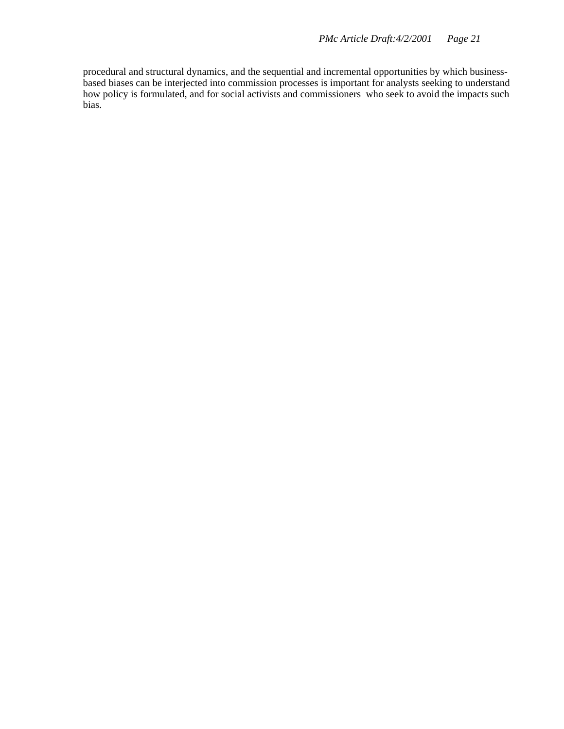procedural and structural dynamics, and the sequential and incremental opportunities by which business-based biases can be interjected into commission processes is important for analysts seeking to understand how policy is formulated, and for social activists and commissioners  who seek to avoid the impacts such bias.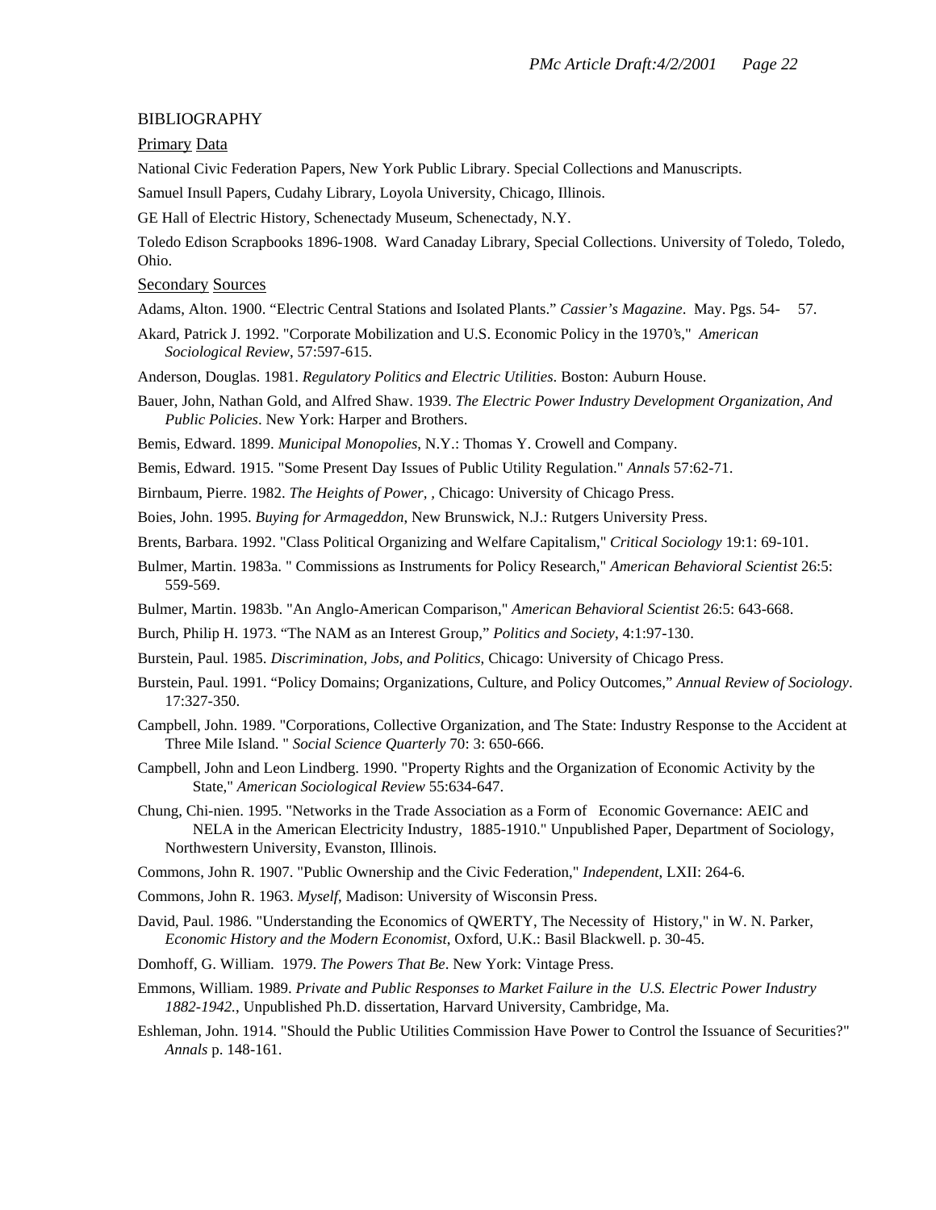## BIBLIOGRAPHY

### Primary Data

National Civic Federation Papers, New York Public Library. Special Collections and Manuscripts.

Samuel Insull Papers, Cudahy Library, Loyola University, Chicago, Illinois.

GE Hall of Electric History, Schenectady Museum, Schenectady, N.Y.

Toledo Edison Scrapbooks 1896-1908. Ward Canaday Library, Special Collections. University of Toledo, Toledo, Ohio.

### Secondary Sources

Adams, Alton. 1900. "Electric Central Stations and Isolated Plants." *Cassier's Magazine*. May. Pgs. 54- 57.

Akard, Patrick J. 1992. "Corporate Mobilization and U.S. Economic Policy in the 1970's," *American Sociological Review*, 57:597-615.

Anderson, Douglas. 1981. *Regulatory Politics and Electric Utilities*. Boston: Auburn House.

Bauer, John, Nathan Gold, and Alfred Shaw. 1939. *The Electric Power Industry Development Organization, And Public Policies*. New York: Harper and Brothers.

Bemis, Edward. 1899. *Municipal Monopolies*, N.Y.: Thomas Y. Crowell and Company.

Bemis, Edward. 1915. "Some Present Day Issues of Public Utility Regulation." *Annals* 57:62-71.

Birnbaum, Pierre. 1982. *The Heights of Power,* , Chicago: University of Chicago Press.

Boies, John. 1995. *Buying for Armageddon*, New Brunswick, N.J.: Rutgers University Press.

Brents, Barbara. 1992. "Class Political Organizing and Welfare Capitalism," *Critical Sociology* 19:1: 69-101.

Bulmer, Martin. 1983a. " Commissions as Instruments for Policy Research," *American Behavioral Scientist* 26:5: 559-569.

Bulmer, Martin. 1983b. "An Anglo-American Comparison," *American Behavioral Scientist* 26:5: 643-668.

Burch, Philip H. 1973. "The NAM as an Interest Group," *Politics and Society*, 4:1:97-130.

Burstein, Paul. 1985. *Discrimination, Jobs, and Politics*, Chicago: University of Chicago Press.

Burstein, Paul. 1991. "Policy Domains; Organizations, Culture, and Policy Outcomes," *Annual Review of Sociology*. 17:327-350.

Campbell, John. 1989. "Corporations, Collective Organization, and The State: Industry Response to the Accident at Three Mile Island. " *Social Science Quarterly* 70: 3: 650-666.

Campbell, John and Leon Lindberg. 1990. "Property Rights and the Organization of Economic Activity by the State," *American Sociological Review* 55:634-647.

Chung, Chi-nien. 1995. "Networks in the Trade Association as a Form of Economic Governance: AEIC and NELA in the American Electricity Industry, 1885-1910." Unpublished Paper, Department of Sociology, Northwestern University, Evanston, Illinois.

Commons, John R. 1907. "Public Ownership and the Civic Federation," *Independent*, LXII: 264-6.

Commons, John R. 1963. *Myself*, Madison: University of Wisconsin Press.

David, Paul. 1986. "Understanding the Economics of QWERTY, The Necessity of History," in W. N. Parker, *Economic History and the Modern Economist*, Oxford, U.K.: Basil Blackwell. p. 30-45.

Domhoff, G. William. 1979. *The Powers That Be*. New York: Vintage Press.

Emmons, William. 1989. *Private and Public Responses to Market Failure in the U.S. Electric Power Industry 1882-1942.*, Unpublished Ph.D. dissertation, Harvard University, Cambridge, Ma.

Eshleman, John. 1914. "Should the Public Utilities Commission Have Power to Control the Issuance of Securities?" *Annals* p. 148-161.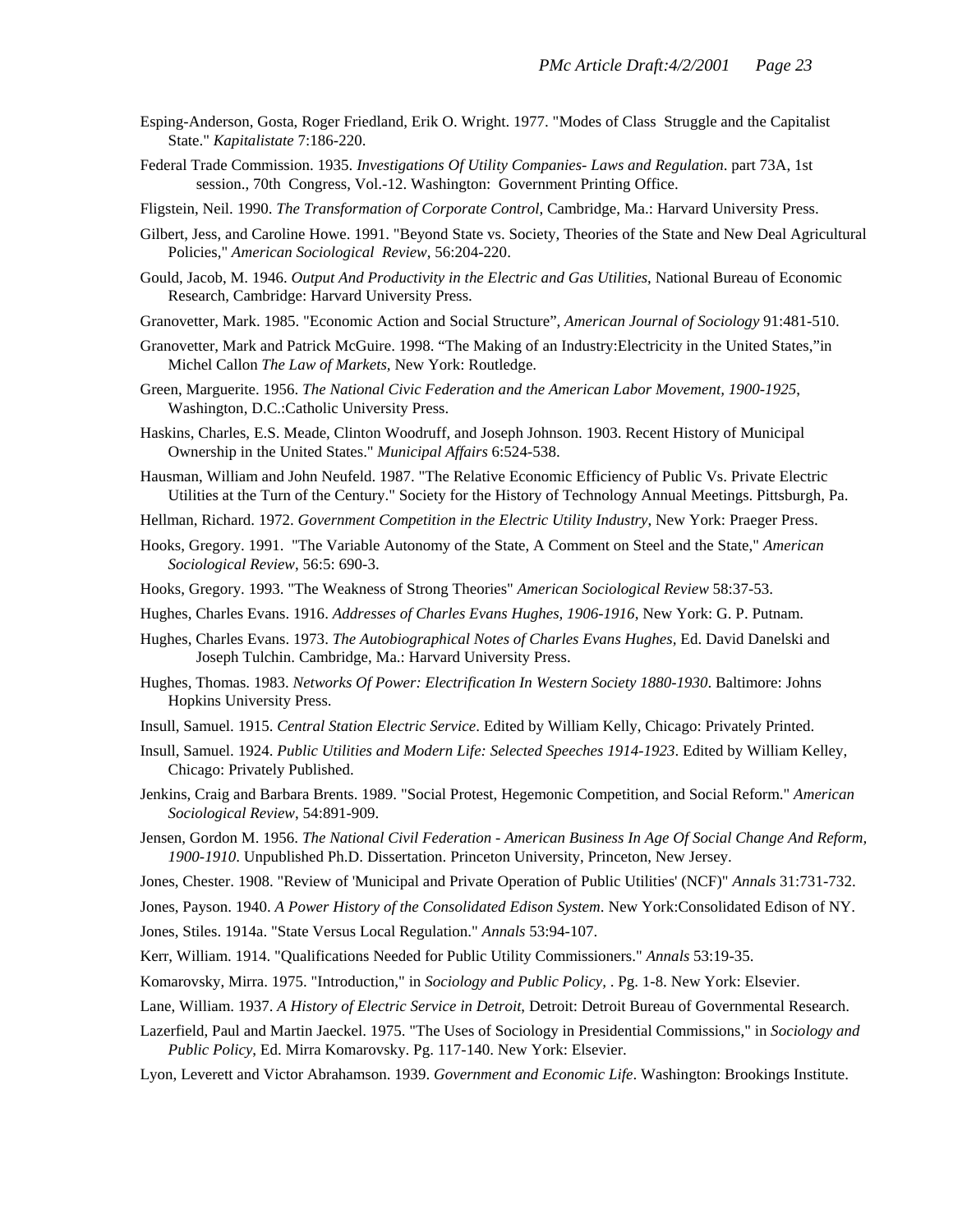Esping-Anderson, Gosta, Roger Friedland, Erik O. Wright. 1977. "Modes of Class Struggle and the Capitalist State." *Kapitalistate* 7:186-220.

Federal Trade Commission. 1935. *Investigations Of Utility Companies- Laws and Regulation*. part 73A, 1st session., 70th Congress, Vol.-12. Washington: Government Printing Office.

Fligstein, Neil. 1990. *The Transformation of Corporate Control*, Cambridge, Ma.: Harvard University Press.

Gilbert, Jess, and Caroline Howe. 1991. "Beyond State vs. Society, Theories of the State and New Deal Agricultural Policies," *American Sociological Review*, 56:204-220.

Gould, Jacob, M. 1946. *Output And Productivity in the Electric and Gas Utilities*, National Bureau of Economic Research, Cambridge: Harvard University Press.

Granovetter, Mark. 1985. "Economic Action and Social Structure", *American Journal of Sociology* 91:481-510.

Granovetter, Mark and Patrick McGuire. 1998. "The Making of an Industry:Electricity in the United States,"in Michel Callon *The Law of Markets*, New York: Routledge.

Green, Marguerite. 1956. *The National Civic Federation and the American Labor Movement, 1900-1925*, Washington, D.C.:Catholic University Press.

Haskins, Charles, E.S. Meade, Clinton Woodruff, and Joseph Johnson. 1903. Recent History of Municipal Ownership in the United States." *Municipal Affairs* 6:524-538.

Hausman, William and John Neufeld. 1987. "The Relative Economic Efficiency of Public Vs. Private Electric Utilities at the Turn of the Century." Society for the History of Technology Annual Meetings. Pittsburgh, Pa.

Hellman, Richard. 1972. *Government Competition in the Electric Utility Industry*, New York: Praeger Press.

Hooks, Gregory. 1991. "The Variable Autonomy of the State, A Comment on Steel and the State," *American Sociological Review*, 56:5: 690-3.

Hooks, Gregory. 1993. "The Weakness of Strong Theories" *American Sociological Review* 58:37-53.

Hughes, Charles Evans. 1916. *Addresses of Charles Evans Hughes, 1906-1916*, New York: G. P. Putnam.

Hughes, Charles Evans. 1973. *The Autobiographical Notes of Charles Evans Hughes*, Ed. David Danelski and Joseph Tulchin. Cambridge, Ma.: Harvard University Press.

Hughes, Thomas. 1983. *Networks Of Power: Electrification In Western Society 1880-1930*. Baltimore: Johns Hopkins University Press.

Insull, Samuel. 1915. *Central Station Electric Service*. Edited by William Kelly, Chicago: Privately Printed.

Insull, Samuel. 1924. *Public Utilities and Modern Life: Selected Speeches 1914-1923*. Edited by William Kelley, Chicago: Privately Published.

Jenkins, Craig and Barbara Brents. 1989. "Social Protest, Hegemonic Competition, and Social Reform." *American Sociological Review*, 54:891-909.

Jensen, Gordon M. 1956. *The National Civil Federation - American Business In Age Of Social Change And Reform, 1900-1910*. Unpublished Ph.D. Dissertation. Princeton University, Princeton, New Jersey.

Jones, Chester. 1908. "Review of 'Municipal and Private Operation of Public Utilities' (NCF)" *Annals* 31:731-732.

Jones, Payson. 1940. *A Power History of the Consolidated Edison System*. New York:Consolidated Edison of NY.

Jones, Stiles. 1914a. "State Versus Local Regulation." *Annals* 53:94-107.

Kerr, William. 1914. "Qualifications Needed for Public Utility Commissioners." *Annals* 53:19-35.

Komarovsky, Mirra. 1975. "Introduction," in *Sociology and Public Policy*, . Pg. 1-8. New York: Elsevier.

Lane, William. 1937. *A History of Electric Service in Detroit*, Detroit: Detroit Bureau of Governmental Research.

Lazerfield, Paul and Martin Jaeckel. 1975. "The Uses of Sociology in Presidential Commissions," in *Sociology and Public Policy*, Ed. Mirra Komarovsky. Pg. 117-140. New York: Elsevier.

Lyon, Leverett and Victor Abrahamson. 1939. *Government and Economic Life*. Washington: Brookings Institute.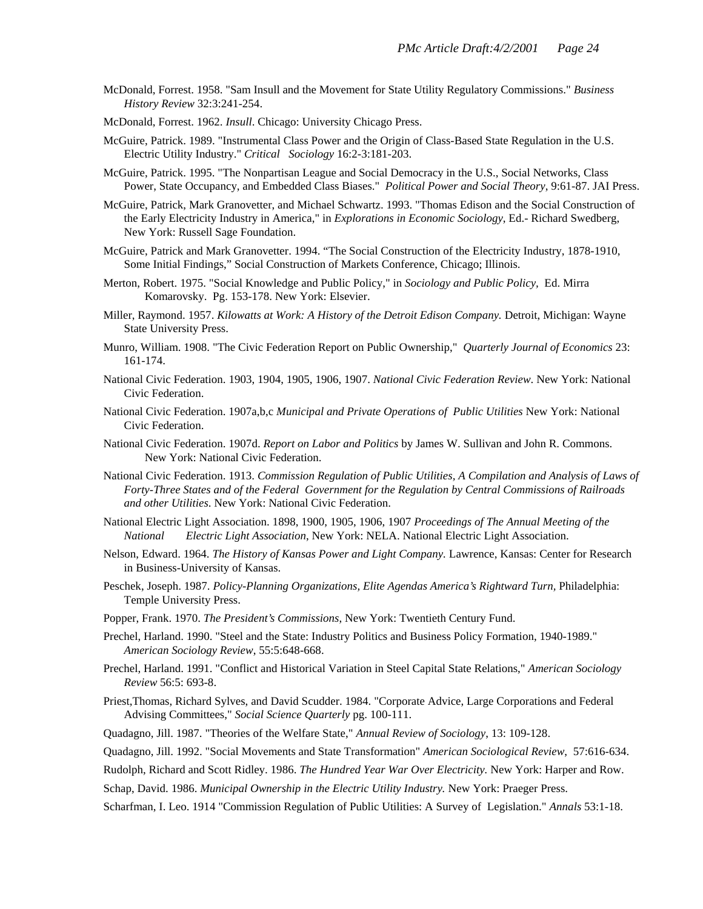McDonald, Forrest. 1958. "Sam Insull and the Movement for State Utility Regulatory Commissions." *Business History Review* 32:3:241-254.

McDonald, Forrest. 1962. *Insull*. Chicago: University Chicago Press.

McGuire, Patrick. 1989. "Instrumental Class Power and the Origin of Class-Based State Regulation in the U.S. Electric Utility Industry." *Critical Sociology* 16:2-3:181-203.

McGuire, Patrick. 1995. "The Nonpartisan League and Social Democracy in the U.S., Social Networks, Class Power, State Occupancy, and Embedded Class Biases." *Political Power and Social Theory*, 9:61-87. JAI Press.

McGuire, Patrick, Mark Granovetter, and Michael Schwartz. 1993. "Thomas Edison and the Social Construction of the Early Electricity Industry in America," in *Explorations in Economic Sociology*, Ed.- Richard Swedberg, New York: Russell Sage Foundation.

McGuire, Patrick and Mark Granovetter. 1994. "The Social Construction of the Electricity Industry, 1878-1910, Some Initial Findings," Social Construction of Markets Conference, Chicago; Illinois.

Merton, Robert. 1975. "Social Knowledge and Public Policy," in *Sociology and Public Policy,* Ed. Mirra Komarovsky. Pg. 153-178. New York: Elsevier.

Miller, Raymond. 1957. *Kilowatts at Work: A History of the Detroit Edison Company.* Detroit, Michigan: Wayne State University Press.

Munro, William. 1908. "The Civic Federation Report on Public Ownership," *Quarterly Journal of Economics* 23: 161-174.

National Civic Federation. 1903, 1904, 1905, 1906, 1907. *National Civic Federation Review*. New York: National Civic Federation.

National Civic Federation. 1907a,b,c *Municipal and Private Operations of Public Utilities* New York: National Civic Federation.

National Civic Federation. 1907d. *Report on Labor and Politics* by James W. Sullivan and John R. Commons. New York: National Civic Federation.

National Civic Federation. 1913. *Commission Regulation of Public Utilities, A Compilation and Analysis of Laws of Forty-Three States and of the Federal Government for the Regulation by Central Commissions of Railroads and other Utilities*. New York: National Civic Federation.

National Electric Light Association. 1898, 1900, 1905, 1906, 1907 *Proceedings of The Annual Meeting of the National Electric Light Association*, New York: NELA. National Electric Light Association.

Nelson, Edward. 1964. *The History of Kansas Power and Light Company.* Lawrence, Kansas: Center for Research in Business-University of Kansas.

Peschek, Joseph. 1987. *Policy-Planning Organizations, Elite Agendas America's Rightward Turn,* Philadelphia: Temple University Press.

Popper, Frank. 1970. *The President's Commissions*, New York: Twentieth Century Fund.

Prechel, Harland. 1990. "Steel and the State: Industry Politics and Business Policy Formation, 1940-1989." *American Sociology Review*, 55:5:648-668.

Prechel, Harland. 1991. "Conflict and Historical Variation in Steel Capital State Relations," *American Sociology Review* 56:5: 693-8.

Priest,Thomas, Richard Sylves, and David Scudder. 1984. "Corporate Advice, Large Corporations and Federal Advising Committees," *Social Science Quarterly* pg. 100-111.

Quadagno, Jill. 1987. "Theories of the Welfare State," *Annual Review of Sociology*, 13: 109-128.

Quadagno, Jill. 1992. "Social Movements and State Transformation" *American Sociological Review*, 57:616-634.

Rudolph, Richard and Scott Ridley. 1986. *The Hundred Year War Over Electricity.* New York: Harper and Row.

Schap, David. 1986. *Municipal Ownership in the Electric Utility Industry.* New York: Praeger Press.

Scharfman, I. Leo. 1914 "Commission Regulation of Public Utilities: A Survey of Legislation." *Annals* 53:1-18.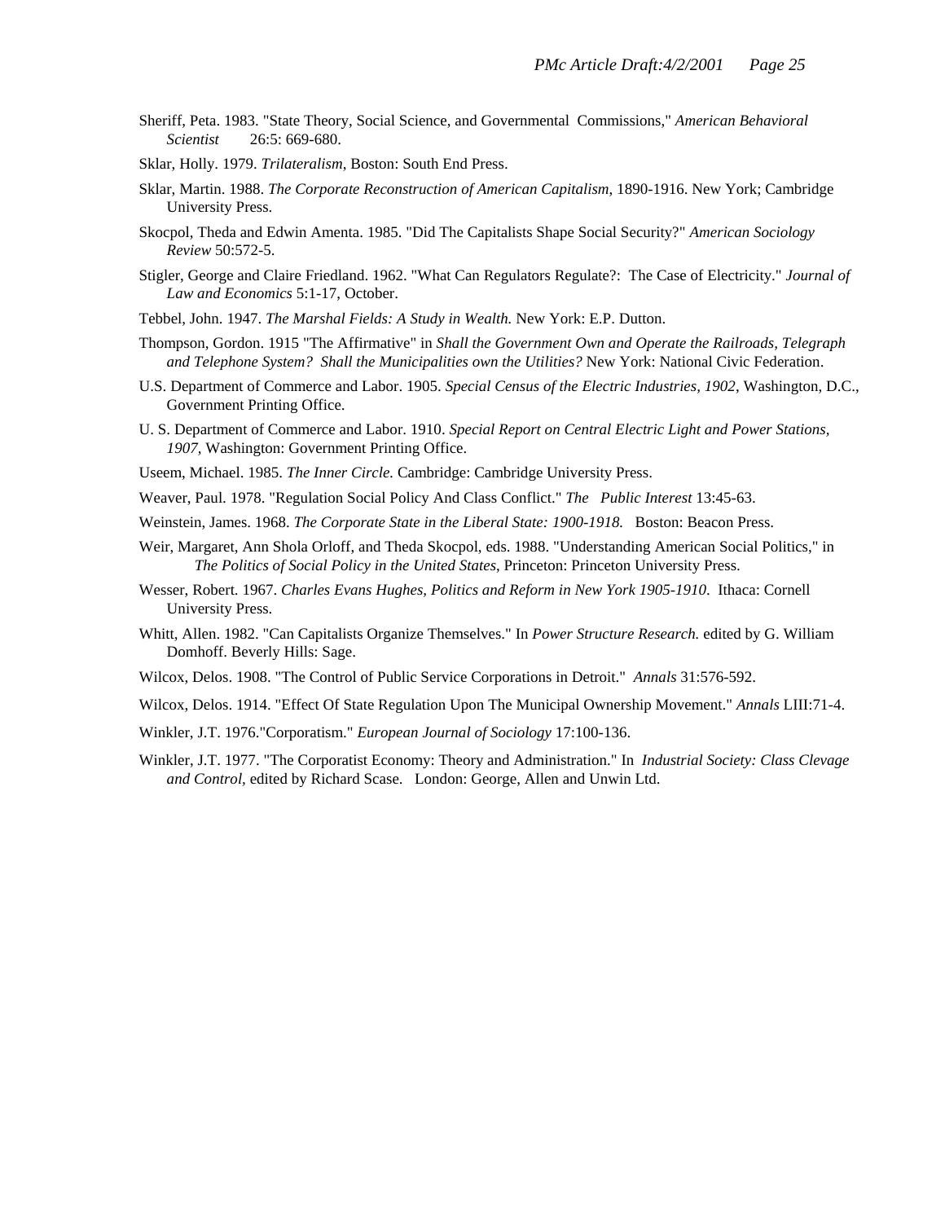Sheriff, Peta. 1983. "State Theory, Social Science, and Governmental Commissions," *American Behavioral Scientist* 26:5: 669-680.

Sklar, Holly. 1979. *Trilateralism*, Boston: South End Press.

Sklar, Martin. 1988. *The Corporate Reconstruction of American Capitalism*, 1890-1916. New York; Cambridge University Press.

Skocpol, Theda and Edwin Amenta. 1985. "Did The Capitalists Shape Social Security?" *American Sociology Review* 50:572-5.

Stigler, George and Claire Friedland. 1962. "What Can Regulators Regulate?: The Case of Electricity." *Journal of Law and Economics* 5:1-17, October.

Tebbel, John. 1947. *The Marshal Fields: A Study in Wealth.* New York: E.P. Dutton.

Thompson, Gordon. 1915 "The Affirmative" in *Shall the Government Own and Operate the Railroads, Telegraph and Telephone System? Shall the Municipalities own the Utilities?* New York: National Civic Federation.

U.S. Department of Commerce and Labor. 1905. *Special Census of the Electric Industries, 1902*, Washington, D.C., Government Printing Office.

U. S. Department of Commerce and Labor. 1910. *Special Report on Central Electric Light and Power Stations, 1907*, Washington: Government Printing Office.

Useem, Michael. 1985. *The Inner Circle.* Cambridge: Cambridge University Press.

Weaver, Paul. 1978. "Regulation Social Policy And Class Conflict." *The Public Interest* 13:45-63.

Weinstein, James. 1968. *The Corporate State in the Liberal State: 1900-1918.* Boston: Beacon Press.

Weir, Margaret, Ann Shola Orloff, and Theda Skocpol, eds. 1988. "Understanding American Social Politics," in *The Politics of Social Policy in the United States*, Princeton: Princeton University Press.

Wesser, Robert. 1967. *Charles Evans Hughes, Politics and Reform in New York 1905-1910*. Ithaca: Cornell University Press.

Whitt, Allen. 1982. "Can Capitalists Organize Themselves." In *Power Structure Research.* edited by G. William Domhoff. Beverly Hills: Sage.

Wilcox, Delos. 1908. "The Control of Public Service Corporations in Detroit." *Annals* 31:576-592.

Wilcox, Delos. 1914. "Effect Of State Regulation Upon The Municipal Ownership Movement." *Annals* LIII:71-4.

Winkler, J.T. 1976."Corporatism." *European Journal of Sociology* 17:100-136.

Winkler, J.T. 1977. "The Corporatist Economy: Theory and Administration." In *Industrial Society: Class Clevage and Control*, edited by Richard Scase. London: George, Allen and Unwin Ltd.